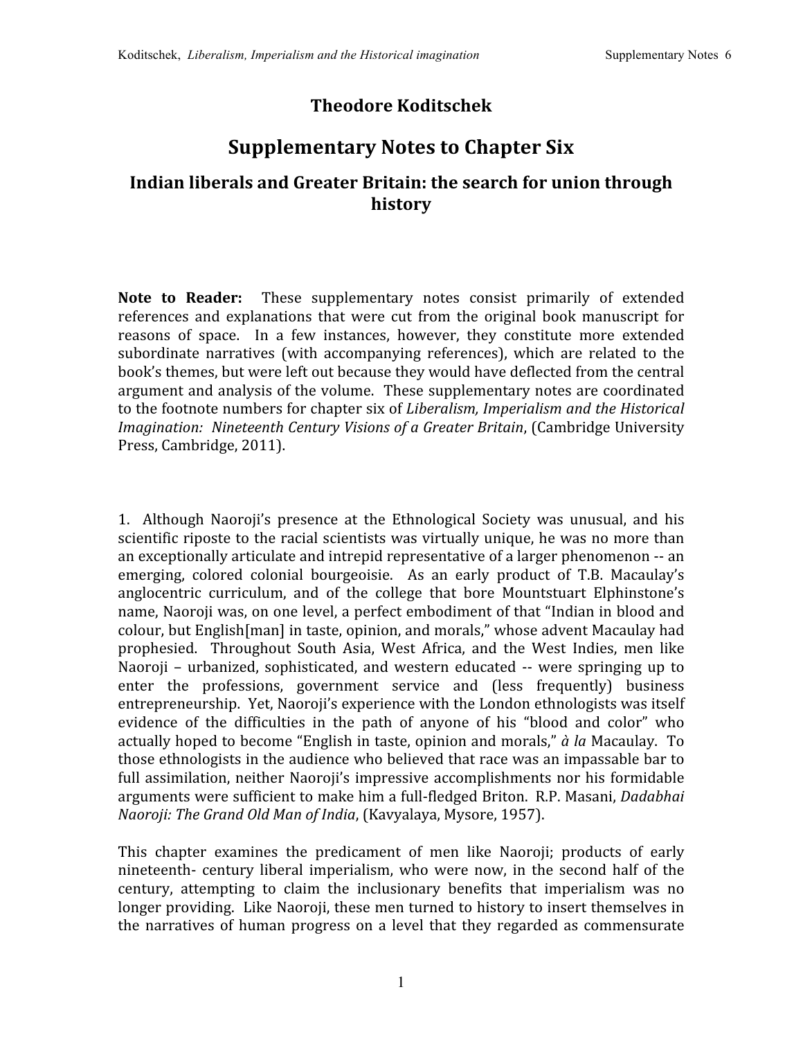# Theodore Koditschek

## Supplementary Notes to Chapter Six

### Indian liberals and Greater Britain: the search for union through history

**Note to Reader:** These supplementary notes consist primarily of extended references and explanations that were cut from the original book manuscript for reasons of space. In a few instances, however, they constitute more extended subordinate narratives (with accompanying references), which are related to the book's themes, but were left out because they would have deflected from the central argument and analysis of the volume. These supplementary notes are coordinated to the footnote numbers for chapter six of *Liberalism, Imperialism and the Historical Imagination: Nineteenth Century Visions of a Greater Britain*, (Cambridge University Press, Cambridge, 2011).

1. Although Naoroji's presence at the Ethnological Society was unusual, and his scientific riposte to the racial scientists was virtually unique, he was no more than an exceptionally articulate and intrepid representative of a larger phenomenon -- an emerging, colored colonial bourgeoisie. As an early product of T.B. Macaulay's anglocentric curriculum, and of the college that bore Mountstuart Elphinstone's name, Naoroji was, on one level, a perfect embodiment of that "Indian in blood and colour, but English[man] in taste, opinion, and morals," whose advent Macaulay had prophesied. Throughout South Asia, West Africa, and the West Indies, men like Naoroji – urbanized, sophisticated, and western educated -- were springing up to enter the professions, government service and (less frequently) business entrepreneurship. Yet, Naoroji's experience with the London ethnologists was itself evidence of the difficulties in the path of anyone of his "blood and color" who actually hoped to become "English in taste, opinion and morals," *à la* Macaulay. To those ethnologists in the audience who believed that race was an impassable bar to full assimilation, neither Naoroji's impressive accomplishments nor his formidable arguments were sufficient to make him a full-fledged Briton. R.P. Masani, *Dadabhai Naoroji: The Grand Old Man of India*, (Kavyalaya, Mysore, 1957).

This chapter examines the predicament of men like Naoroji; products of early nineteenth- century liberal imperialism, who were now, in the second half of the century, attempting to claim the inclusionary benefits that imperialism was no longer providing. Like Naoroji, these men turned to history to insert themselves in the narratives of human progress on a level that they regarded as commensurate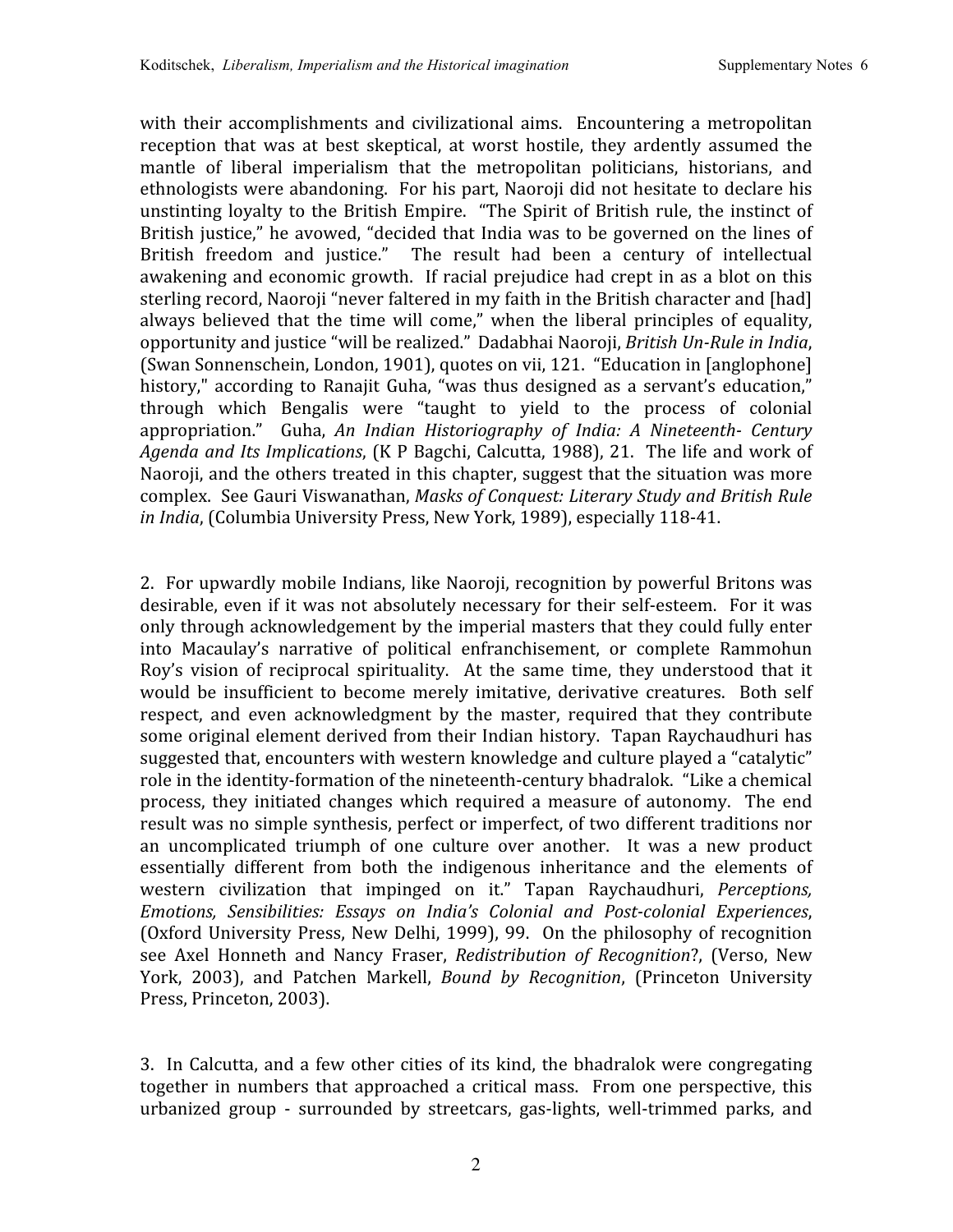with their accomplishments and civilizational aims. Encountering a metropolitan reception that was at best skeptical, at worst hostile, they ardently assumed the mantle of liberal imperialism that the metropolitan politicians, historians, and ethnologists were abandoning. For his part, Naoroji did not hesitate to declare his unstinting loyalty to the British Empire. "The Spirit of British rule, the instinct of British justice," he avowed, "decided that India was to be governed on the lines of British freedom and justice." The result had been a century of intellectual awakening and economic growth. If racial prejudice had crept in as a blot on this sterling record, Naoroji "never faltered in my faith in the British character and [had] always believed that the time will come," when the liberal principles of equality, opportunity and justice "will be realized." Dadabhai Naoroji, *British Un-Rule in India*, (Swan Sonnenschein, London, 1901), quotes on vii, 121. "Education in [anglophone] history," according to Ranajit Guha, "was thus designed as a servant's education," through which Bengalis were "taught to yield to the process of colonial appropriation." Guha, *An Indian Historiography of India: A Nineteenth- Century Agenda and Its Implications*, (K P Bagchi, Calcutta, 1988), 21. The life and work of Naoroji, and the others treated in this chapter, suggest that the situation was more complex. See Gauri Viswanathan, *Masks of Conquest: Literary Study and British Rule in India*, (Columbia University Press, New York, 1989), especially 118-41.

2. For upwardly mobile Indians, like Naoroji, recognition by powerful Britons was desirable, even if it was not absolutely necessary for their self-esteem. For it was only through acknowledgement by the imperial masters that they could fully enter into Macaulay's narrative of political enfranchisement, or complete Rammohun Roy's vision of reciprocal spirituality. At the same time, they understood that it would be insufficient to become merely imitative, derivative creatures. Both self respect, and even acknowledgment by the master, required that they contribute some original element derived from their Indian history. Tapan Raychaudhuri has suggested that, encounters with western knowledge and culture played a "catalytic" role in the identity-formation of the nineteenth-century bhadralok. "Like a chemical process, they initiated changes which required a measure of autonomy. The end result was no simple synthesis, perfect or imperfect, of two different traditions nor an uncomplicated triumph of one culture over another. It was a new product essentially different from both the indigenous inheritance and the elements of western civilization that impinged on it." Tapan Raychaudhuri, *Perceptions, Emotions, Sensibilities: Essays on India's Colonial and Post-colonial Experiences*, (Oxford University Press, New Delhi, 1999), 99. On the philosophy of recognition see Axel Honneth and Nancy Fraser, *Redistribution of Recognition*?, (Verso, New York, 2003), and Patchen Markell, *Bound by Recognition*, (Princeton University Press, Princeton, 2003).

3. In Calcutta, and a few other cities of its kind, the bhadralok were congregating together in numbers that approached a critical mass. From one perspective, this urbanized group - surrounded by streetcars, gas-lights, well-trimmed parks, and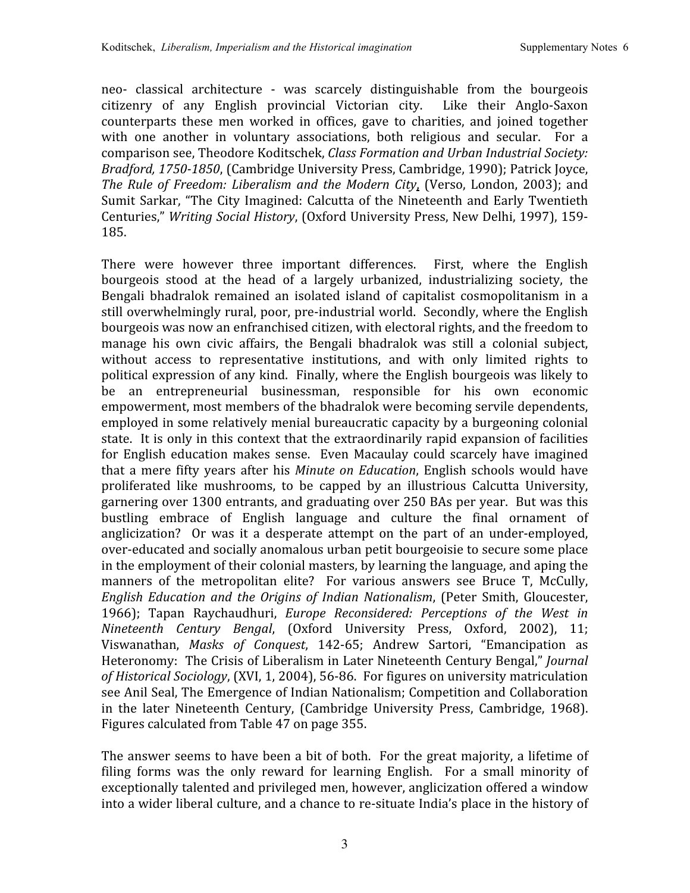neo- classical architecture - was scarcely distinguishable from the bourgeois citizenry of any English provincial Victorian city. Like their Anglo-Saxon counterparts these men worked in offices, gave to charities, and joined together with one another in voluntary associations, both religious and secular. For a comparison see, Theodore Koditschek, *Class Formation and Urban Industrial Society: Bradford, 1750-1850*, (Cambridge University Press, Cambridge, 1990); Patrick Joyce, *The Rule of Freedom: Liberalism and the Modern City*, (Verso, London, 2003); and Sumit Sarkar, "The City Imagined: Calcutta of the Nineteenth and Early Twentieth Centuries," *Writing Social History*, (Oxford University Press, New Delhi, 1997), 159-185.

There were however three important differences. First, where the English bourgeois stood at the head of a largely urbanized, industrializing society, the Bengali bhadralok remained an isolated island of capitalist cosmopolitanism in a still overwhelmingly rural, poor, pre-industrial world. Secondly, where the English bourgeois was now an enfranchised citizen, with electoral rights, and the freedom to manage his own civic affairs, the Bengali bhadralok was still a colonial subject, without access to representative institutions, and with only limited rights to political expression of any kind. Finally, where the English bourgeois was likely to be an entrepreneurial businessman, responsible for his own economic empowerment, most members of the bhadralok were becoming servile dependents, employed in some relatively menial bureaucratic capacity by a burgeoning colonial state. It is only in this context that the extraordinarily rapid expansion of facilities for English education makes sense. Even Macaulay could scarcely have imagined that a mere fifty years after his *Minute on Education*, English schools would have proliferated like mushrooms, to be capped by an illustrious Calcutta University, garnering over 1300 entrants, and graduating over 250 BAs per year. But was this bustling embrace of English language and culture the final ornament of anglicization? Or was it a desperate attempt on the part of an under-employed, over-educated and socially anomalous urban petit bourgeoisie to secure some place in the employment of their colonial masters, by learning the language, and aping the manners of the metropolitan elite? For various answers see Bruce T, McCully, *English Education and the Origins of Indian Nationalism*, (Peter Smith, Gloucester, 1966); Tapan Raychaudhuri, *Europe Reconsidered: Perceptions of the West in Nineteenth Century Bengal*, (Oxford University Press, Oxford, 2002), 11; Viswanathan, *Masks of Conquest*, 142-65; Andrew Sartori, "Emancipation as Heteronomy: The Crisis of Liberalism in Later Nineteenth Century Bengal," *Journal of Historical Sociology*, (XVI, 1, 2004), 56-86. For figures on university matriculation see Anil Seal, The Emergence of Indian Nationalism; Competition and Collaboration in the later Nineteenth Century, (Cambridge University Press, Cambridge, 1968). Figures calculated from Table 47 on page 355.

The answer seems to have been a bit of both. For the great majority, a lifetime of filing forms was the only reward for learning English. For a small minority of exceptionally talented and privileged men, however, anglicization offered a window into a wider liberal culture, and a chance to re-situate India's place in the history of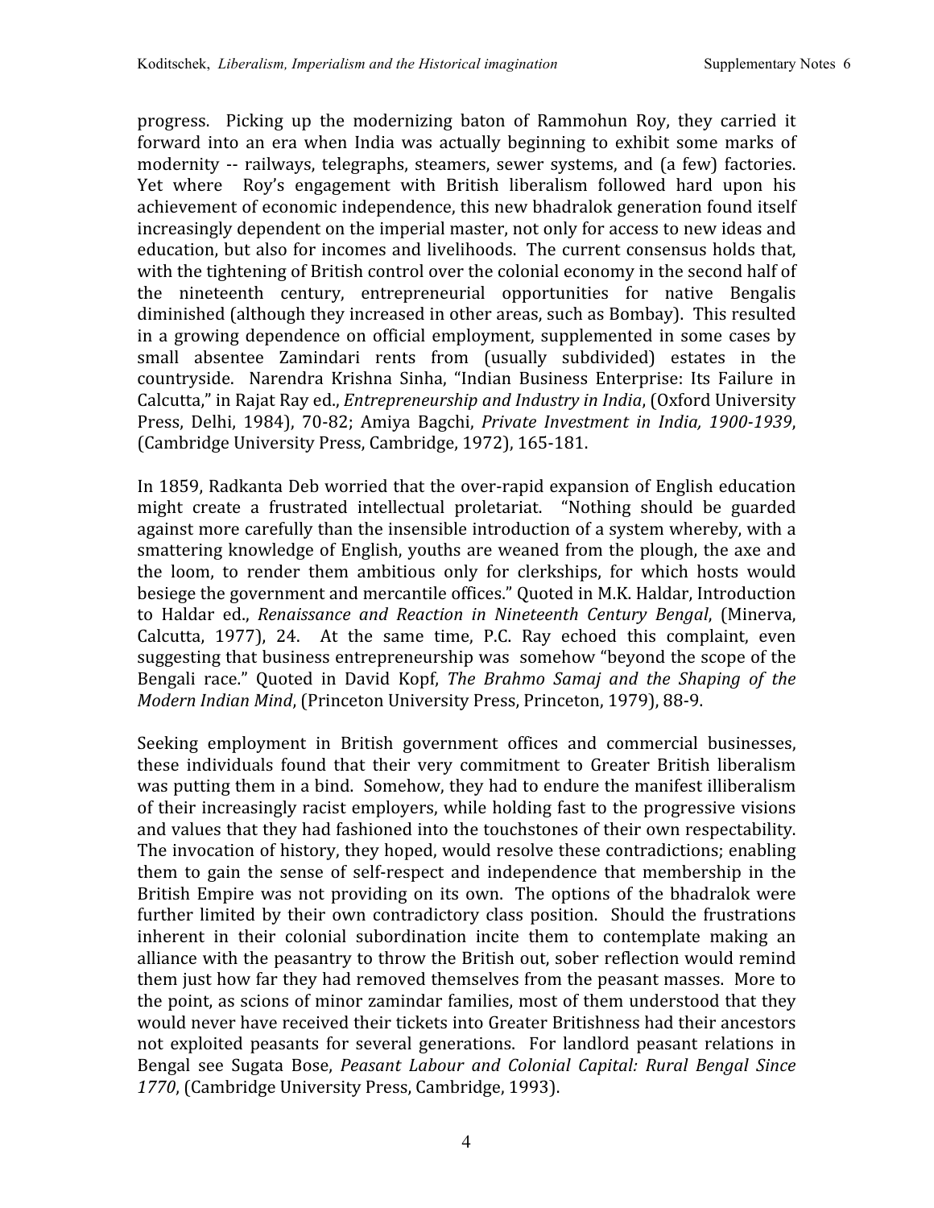progress. Picking up the modernizing baton of Rammohun Roy, they carried it forward into an era when India was actually beginning to exhibit some marks of modernity -- railways, telegraphs, steamers, sewer systems, and (a few) factories. Yet where Roy's engagement with British liberalism followed hard upon his achievement of economic independence, this new bhadralok generation found itself increasingly dependent on the imperial master, not only for access to new ideas and education, but also for incomes and livelihoods. The current consensus holds that, with the tightening of British control over the colonial economy in the second half of the nineteenth century, entrepreneurial opportunities for native Bengalis diminished (although they increased in other areas, such as Bombay). This resulted in a growing dependence on official employment, supplemented in some cases by small absentee Zamindari rents from (usually subdivided) estates in the countryside. Narendra Krishna Sinha, "Indian Business Enterprise: Its Failure in Calcutta," in Rajat Ray ed., *Entrepreneurship and Industry in India*, (Oxford University Press, Delhi, 1984), 70-82; Amiya Bagchi, *Private Investment in India, 1900-1939*, (Cambridge University Press, Cambridge, 1972), 165-181.

In 1859, Radkanta Deb worried that the over-rapid expansion of English education might create a frustrated intellectual proletariat. "Nothing should be guarded against more carefully than the insensible introduction of a system whereby, with a smattering knowledge of English, youths are weaned from the plough, the axe and the loom, to render them ambitious only for clerkships, for which hosts would besiege the government and mercantile offices." Quoted in M.K. Haldar, Introduction to Haldar ed., *Renaissance and Reaction in Nineteenth Century Bengal*, (Minerva, Calcutta, 1977), 24. At the same time, P.C. Ray echoed this complaint, even suggesting that business entrepreneurship was somehow "beyond the scope of the Bengali race." Quoted in David Kopf, *The Brahmo Samaj and the Shaping of the Modern Indian Mind*, (Princeton University Press, Princeton, 1979), 88-9.

Seeking employment in British government offices and commercial businesses, these individuals found that their very commitment to Greater British liberalism was putting them in a bind. Somehow, they had to endure the manifest illiberalism of their increasingly racist employers, while holding fast to the progressive visions and values that they had fashioned into the touchstones of their own respectability. The invocation of history, they hoped, would resolve these contradictions; enabling them to gain the sense of self-respect and independence that membership in the British Empire was not providing on its own. The options of the bhadralok were further limited by their own contradictory class position. Should the frustrations inherent in their colonial subordination incite them to contemplate making an alliance with the peasantry to throw the British out, sober reflection would remind them just how far they had removed themselves from the peasant masses. More to the point, as scions of minor zamindar families, most of them understood that they would never have received their tickets into Greater Britishness had their ancestors not exploited peasants for several generations. For landlord peasant relations in Bengal see Sugata Bose, *Peasant Labour and Colonial Capital: Rural Bengal Since 1770*, (Cambridge University Press, Cambridge, 1993).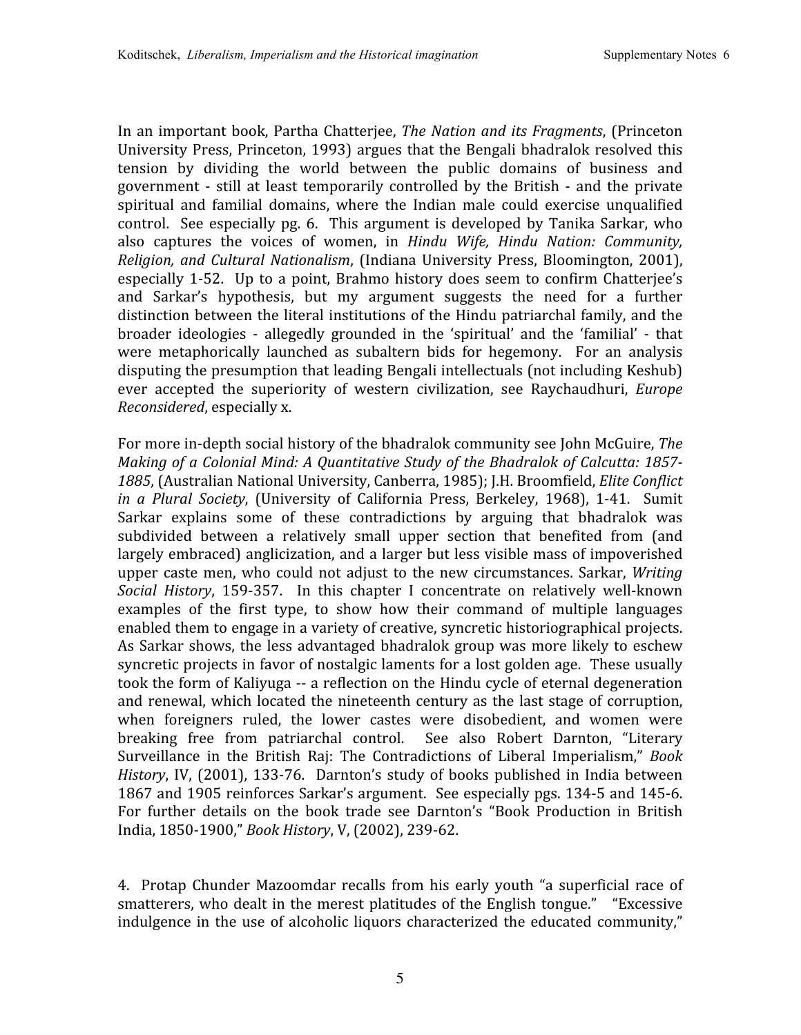In an important book, Partha Chatterjee, *The Nation and its Fragments*, (Princeton University Press, Princeton, 1993) argues that the Bengali bhadralok resolved this tension by dividing the world between the public domains of business and government - still at least temporarily controlled by the British - and the private spiritual and familial domains, where the Indian male could exercise unqualified control. See especially pg. 6. This argument is developed by Tanika Sarkar, who also captures the voices of women, in *Hindu Wife, Hindu Nation: Community, Religion, and Cultural Nationalism*, (Indiana University Press, Bloomington, 2001), especially 1-52. Up to a point, Brahmo history does seem to confirm Chatterjee's and Sarkar's hypothesis, but my argument suggests the need for a further distinction between the literal institutions of the Hindu patriarchal family, and the broader ideologies - allegedly grounded in the 'spiritual' and the 'familial' - that were metaphorically launched as subaltern bids for hegemony. For an analysis disputing the presumption that leading Bengali intellectuals (not including Keshub) ever accepted the superiority of western civilization, see Raychaudhuri, *Europe Reconsidered*, especially x.

For more in-depth social history of the bhadralok community see John McGuire, *The Making of a Colonial Mind: A Quantitative Study of the Bhadralok of Calcutta: 1857-1885*, (Australian National University, Canberra, 1985); J.H. Broomfield, *Elite Conflict in a Plural Society*, (University of California Press, Berkeley, 1968), 1-41. Sumit Sarkar explains some of these contradictions by arguing that bhadralok was subdivided between a relatively small upper section that benefited from (and largely embraced) anglicization, and a larger but less visible mass of impoverished upper caste men, who could not adjust to the new circumstances. Sarkar, *Writing Social History*, 159-357. In this chapter I concentrate on relatively well-known examples of the first type, to show how their command of multiple languages enabled them to engage in a variety of creative, syncretic historiographical projects. As Sarkar shows, the less advantaged bhadralok group was more likely to eschew syncretic projects in favor of nostalgic laments for a lost golden age. These usually took the form of Kaliyuga -- a reflection on the Hindu cycle of eternal degeneration and renewal, which located the nineteenth century as the last stage of corruption, when foreigners ruled, the lower castes were disobedient, and women were breaking free from patriarchal control. See also Robert Darnton, "Literary Surveillance in the British Raj: The Contradictions of Liberal Imperialism," *Book History*, IV, (2001), 133-76. Darnton's study of books published in India between 1867 and 1905 reinforces Sarkar's argument. See especially pgs. 134-5 and 145-6. For further details on the book trade see Darnton's "Book Production in British India, 1850-1900," *Book History*, V, (2002), 239-62.

4. Protap Chunder Mazoomdar recalls from his early youth "a superficial race of smatterers, who dealt in the merest platitudes of the English tongue." "Excessive indulgence in the use of alcoholic liquors characterized the educated community,"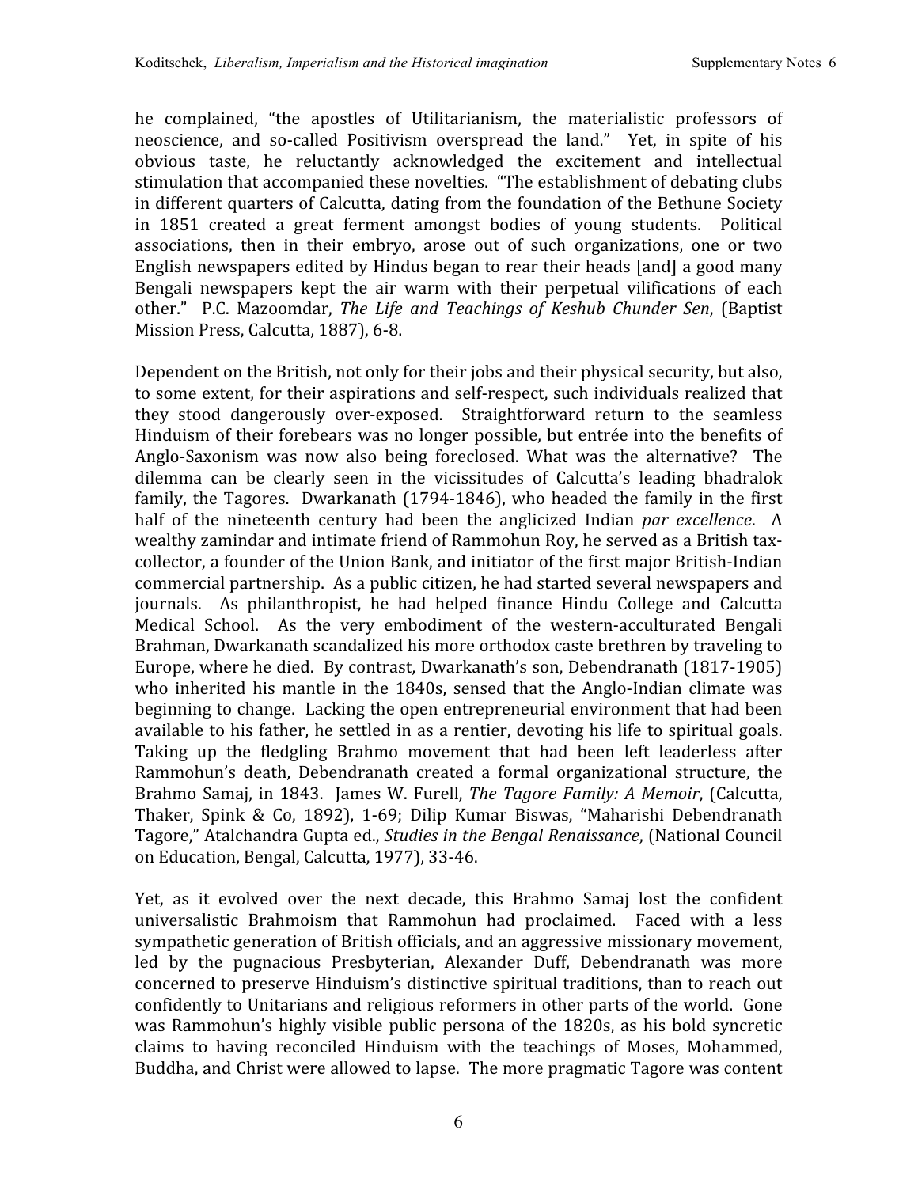he complained, "the apostles of Utilitarianism, the materialistic professors of neoscience, and so-called Positivism overspread the land." Yet, in spite of his obvious taste, he reluctantly acknowledged the excitement and intellectual stimulation that accompanied these novelties. "The establishment of debating clubs in different quarters of Calcutta, dating from the foundation of the Bethune Society in 1851 created a great ferment amongst bodies of young students. Political associations, then in their embryo, arose out of such organizations, one or two English newspapers edited by Hindus began to rear their heads [and] a good many Bengali newspapers kept the air warm with their perpetual vilifications of each other." P.C. Mazoomdar, *The Life and Teachings of Keshub Chunder Sen*, (Baptist Mission Press, Calcutta, 1887), 6-8.

Dependent on the British, not only for their jobs and their physical security, but also, to some extent, for their aspirations and self-respect, such individuals realized that they stood dangerously over-exposed. Straightforward return to the seamless Hinduism of their forebears was no longer possible, but entrée into the benefits of Anglo-Saxonism was now also being foreclosed. What was the alternative? The dilemma can be clearly seen in the vicissitudes of Calcutta's leading bhadralok family, the Tagores. Dwarkanath (1794-1846), who headed the family in the first half of the nineteenth century had been the anglicized Indian *par excellence*. A wealthy zamindar and intimate friend of Rammohun Roy, he served as a British tax-collector, a founder of the Union Bank, and initiator of the first major British-Indian commercial partnership. As a public citizen, he had started several newspapers and journals. As philanthropist, he had helped finance Hindu College and Calcutta Medical School. As the very embodiment of the western-acculturated Bengali Brahman, Dwarkanath scandalized his more orthodox caste brethren by traveling to Europe, where he died. By contrast, Dwarkanath's son, Debendranath (1817-1905) who inherited his mantle in the 1840s, sensed that the Anglo-Indian climate was beginning to change. Lacking the open entrepreneurial environment that had been available to his father, he settled in as a rentier, devoting his life to spiritual goals. Taking up the fledgling Brahmo movement that had been left leaderless after Rammohun's death, Debendranath created a formal organizational structure, the Brahmo Samaj, in 1843. James W. Furell, *The Tagore Family: A Memoir*, (Calcutta, Thaker, Spink & Co, 1892), 1-69; Dilip Kumar Biswas, "Maharishi Debendranath Tagore," Atalchandra Gupta ed., *Studies in the Bengal Renaissance*, (National Council on Education, Bengal, Calcutta, 1977), 33-46.

Yet, as it evolved over the next decade, this Brahmo Samaj lost the confident universalistic Brahmoism that Rammohun had proclaimed. Faced with a less sympathetic generation of British officials, and an aggressive missionary movement, led by the pugnacious Presbyterian, Alexander Duff, Debendranath was more concerned to preserve Hinduism's distinctive spiritual traditions, than to reach out confidently to Unitarians and religious reformers in other parts of the world. Gone was Rammohun's highly visible public persona of the 1820s, as his bold syncretic claims to having reconciled Hinduism with the teachings of Moses, Mohammed, Buddha, and Christ were allowed to lapse. The more pragmatic Tagore was content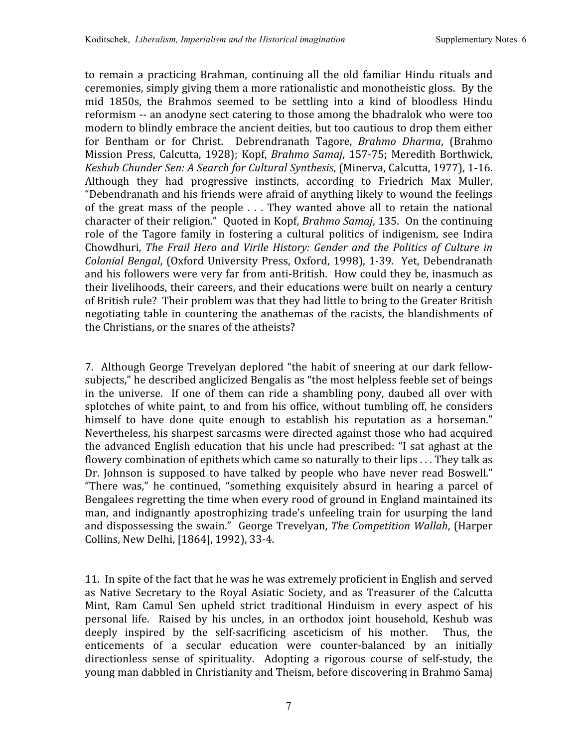to remain a practicing Brahman, continuing all the old familiar Hindu rituals and ceremonies, simply giving them a more rationalistic and monotheistic gloss. By the mid 1850s, the Brahmos seemed to be settling into a kind of bloodless Hindu reformism -- an anodyne sect catering to those among the bhadralok who were too modern to blindly embrace the ancient deities, but too cautious to drop them either for Bentham or for Christ. Debrendranath Tagore, *Brahmo Dharma*, (Brahmo Mission Press, Calcutta, 1928); Kopf, *Brahmo Samaj*, 157-75; Meredith Borthwick, *Keshub Chunder Sen: A Search for Cultural Synthesis*, (Minerva, Calcutta, 1977), 1-16. Although they had progressive instincts, according to Friedrich Max Muller, "Debendranath and his friends were afraid of anything likely to wound the feelings of the great mass of the people . . . They wanted above all to retain the national character of their religion." Quoted in Kopf, *Brahmo Samaj*, 135. On the continuing role of the Tagore family in fostering a cultural politics of indigenism, see Indira Chowdhuri, *The Frail Hero and Virile History: Gender and the Politics of Culture in Colonial Bengal*, (Oxford University Press, Oxford, 1998), 1-39. Yet, Debendranath and his followers were very far from anti-British. How could they be, inasmuch as their livelihoods, their careers, and their educations were built on nearly a century of British rule? Their problem was that they had little to bring to the Greater British negotiating table in countering the anathemas of the racists, the blandishments of the Christians, or the snares of the atheists?

7. Although George Trevelyan deplored "the habit of sneering at our dark fellow-subjects," he described anglicized Bengalis as "the most helpless feeble set of beings in the universe. If one of them can ride a shambling pony, daubed all over with splotches of white paint, to and from his office, without tumbling off, he considers himself to have done quite enough to establish his reputation as a horseman." Nevertheless, his sharpest sarcasms were directed against those who had acquired the advanced English education that his uncle had prescribed: "I sat aghast at the flowery combination of epithets which came so naturally to their lips . . . They talk as Dr. Johnson is supposed to have talked by people who have never read Boswell." "There was," he continued, "something exquisitely absurd in hearing a parcel of Bengalees regretting the time when every rood of ground in England maintained its man, and indignantly apostrophizing trade's unfeeling train for usurping the land and dispossessing the swain." George Trevelyan, *The Competition Wallah*, (Harper Collins, New Delhi, [1864], 1992), 33-4.

11. In spite of the fact that he was he was extremely proficient in English and served as Native Secretary to the Royal Asiatic Society, and as Treasurer of the Calcutta Mint, Ram Camul Sen upheld strict traditional Hinduism in every aspect of his personal life. Raised by his uncles, in an orthodox joint household, Keshub was deeply inspired by the self-sacrificing asceticism of his mother. Thus, the enticements of a secular education were counter-balanced by an initially directionless sense of spirituality. Adopting a rigorous course of self-study, the young man dabbled in Christianity and Theism, before discovering in Brahmo Samaj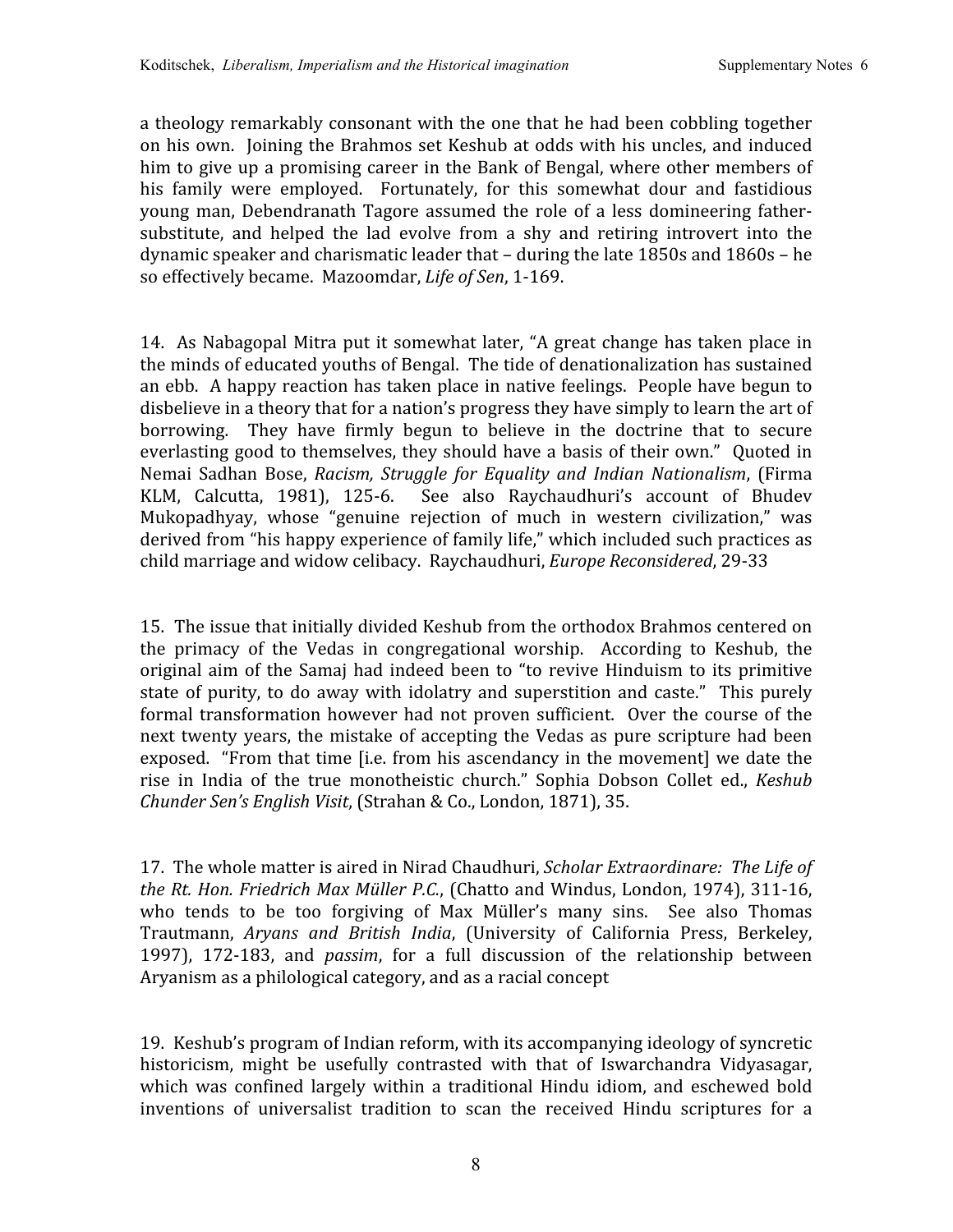a theology remarkably consonant with the one that he had been cobbling together on his own. Joining the Brahmos set Keshub at odds with his uncles, and induced him to give up a promising career in the Bank of Bengal, where other members of his family were employed. Fortunately, for this somewhat dour and fastidious young man, Debendranath Tagore assumed the role of a less domineering father-substitute, and helped the lad evolve from a shy and retiring introvert into the dynamic speaker and charismatic leader that – during the late 1850s and 1860s – he so effectively became. Mazoomdar, *Life of Sen*, 1-169.

14. As Nabagopal Mitra put it somewhat later, "A great change has taken place in the minds of educated youths of Bengal. The tide of denationalization has sustained an ebb. A happy reaction has taken place in native feelings. People have begun to disbelieve in a theory that for a nation's progress they have simply to learn the art of borrowing. They have firmly begun to believe in the doctrine that to secure everlasting good to themselves, they should have a basis of their own." Quoted in Nemai Sadhan Bose, *Racism, Struggle for Equality and Indian Nationalism*, (Firma KLM, Calcutta, 1981), 125-6. See also Raychaudhuri's account of Bhudev Mukopadhyay, whose "genuine rejection of much in western civilization," was derived from "his happy experience of family life," which included such practices as child marriage and widow celibacy. Raychaudhuri, *Europe Reconsidered*, 29-33

15. The issue that initially divided Keshub from the orthodox Brahmos centered on the primacy of the Vedas in congregational worship. According to Keshub, the original aim of the Samaj had indeed been to "to revive Hinduism to its primitive state of purity, to do away with idolatry and superstition and caste." This purely formal transformation however had not proven sufficient. Over the course of the next twenty years, the mistake of accepting the Vedas as pure scripture had been exposed. "From that time [i.e. from his ascendancy in the movement] we date the rise in India of the true monotheistic church." Sophia Dobson Collet ed., *Keshub Chunder Sen's English Visit*, (Strahan & Co., London, 1871), 35.

17. The whole matter is aired in Nirad Chaudhuri, *Scholar Extraordinare: The Life of the Rt. Hon. Friedrich Max Müller P.C.*, (Chatto and Windus, London, 1974), 311-16, who tends to be too forgiving of Max Müller's many sins. See also Thomas Trautmann, *Aryans and British India*, (University of California Press, Berkeley, 1997), 172-183, and *passim*, for a full discussion of the relationship between Aryanism as a philological category, and as a racial concept

19. Keshub's program of Indian reform, with its accompanying ideology of syncretic historicism, might be usefully contrasted with that of Iswarchandra Vidyasagar, which was confined largely within a traditional Hindu idiom, and eschewed bold inventions of universalist tradition to scan the received Hindu scriptures for a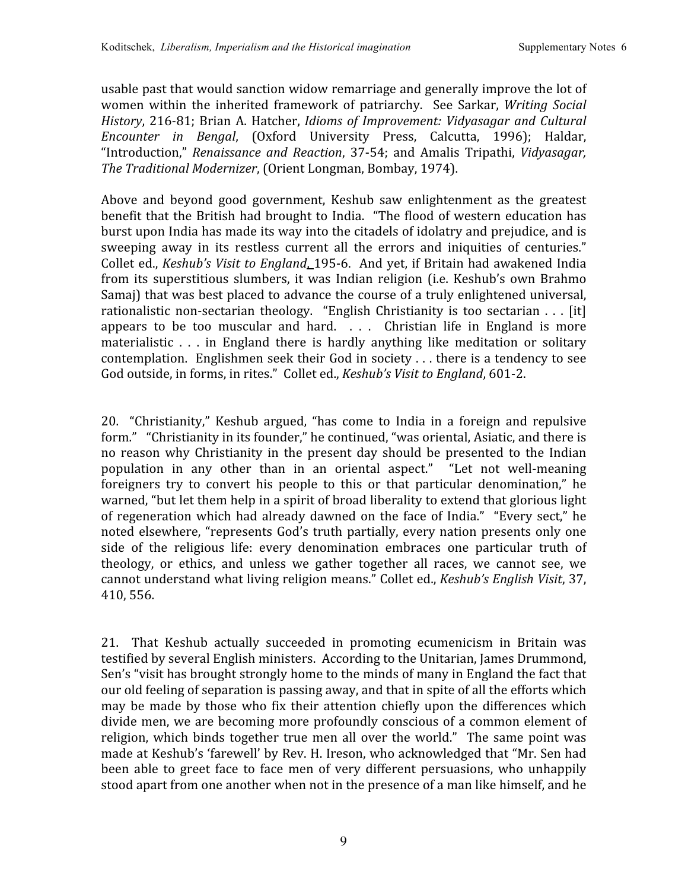usable past that would sanction widow remarriage and generally improve the lot of women within the inherited framework of patriarchy. See Sarkar, *Writing Social History*, 216-81; Brian A. Hatcher, *Idioms of Improvement: Vidyasagar and Cultural Encounter in Bengal*, (Oxford University Press, Calcutta, 1996); Haldar, "Introduction," *Renaissance and Reaction*, 37-54; and Amalis Tripathi, *Vidyasagar, The Traditional Modernizer*, (Orient Longman, Bombay, 1974).

Above and beyond good government, Keshub saw enlightenment as the greatest benefit that the British had brought to India. "The flood of western education has burst upon India has made its way into the citadels of idolatry and prejudice, and is sweeping away in its restless current all the errors and iniquities of centuries." Collet ed., *Keshub's Visit to England*, 195-6. And yet, if Britain had awakened India from its superstitious slumbers, it was Indian religion (i.e. Keshub's own Brahmo Samaj) that was best placed to advance the course of a truly enlightened universal, rationalistic non-sectarian theology. "English Christianity is too sectarian . . . [it] appears to be too muscular and hard. . . . Christian life in England is more materialistic . . . in England there is hardly anything like meditation or solitary contemplation. Englishmen seek their God in society . . . there is a tendency to see God outside, in forms, in rites." Collet ed., *Keshub's Visit to England*, 601-2.

20. "Christianity," Keshub argued, "has come to India in a foreign and repulsive form." "Christianity in its founder," he continued, "was oriental, Asiatic, and there is no reason why Christianity in the present day should be presented to the Indian population in any other than in an oriental aspect." "Let not well-meaning foreigners try to convert his people to this or that particular denomination," he warned, "but let them help in a spirit of broad liberality to extend that glorious light of regeneration which had already dawned on the face of India." "Every sect," he noted elsewhere, "represents God's truth partially, every nation presents only one side of the religious life: every denomination embraces one particular truth of theology, or ethics, and unless we gather together all races, we cannot see, we cannot understand what living religion means." Collet ed., *Keshub's English Visit*, 37, 410, 556.

21. That Keshub actually succeeded in promoting ecumenicism in Britain was testified by several English ministers. According to the Unitarian, James Drummond, Sen's "visit has brought strongly home to the minds of many in England the fact that our old feeling of separation is passing away, and that in spite of all the efforts which may be made by those who fix their attention chiefly upon the differences which divide men, we are becoming more profoundly conscious of a common element of religion, which binds together true men all over the world." The same point was made at Keshub's 'farewell' by Rev. H. Ireson, who acknowledged that "Mr. Sen had been able to greet face to face men of very different persuasions, who unhappily stood apart from one another when not in the presence of a man like himself, and he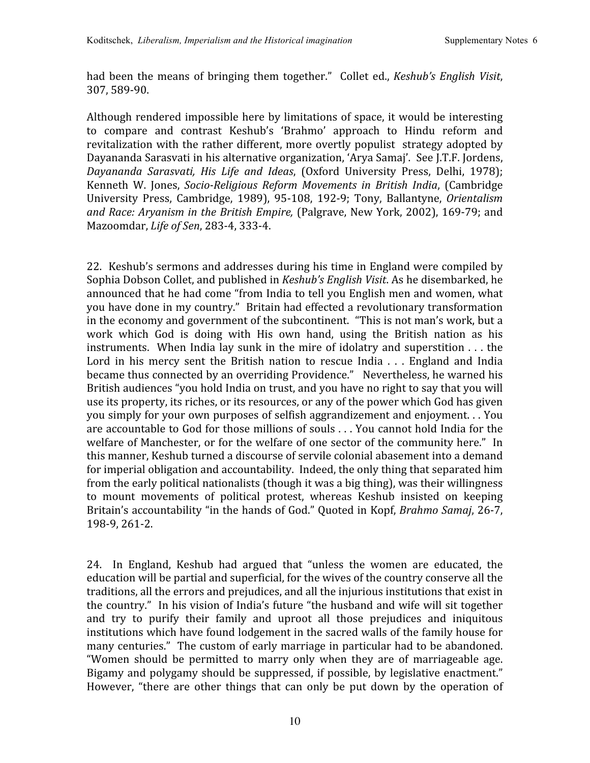had been the means of bringing them together." Collet ed., *Keshub's English Visit*, 307, 589-90.

Although rendered impossible here by limitations of space, it would be interesting to compare and contrast Keshub's 'Brahmo' approach to Hindu reform and revitalization with the rather different, more overtly populist strategy adopted by Dayananda Sarasvati in his alternative organization, 'Arya Samaj'. See J.T.F. Jordens, *Dayananda Sarasvati, His Life and Ideas*, (Oxford University Press, Delhi, 1978); Kenneth W. Jones, *Socio-Religious Reform Movements in British India*, (Cambridge University Press, Cambridge, 1989), 95-108, 192-9; Tony, Ballantyne, *Orientalism and Race: Aryanism in the British Empire,* (Palgrave, New York, 2002), 169-79; and Mazoomdar, *Life of Sen*, 283-4, 333-4.

22. Keshub's sermons and addresses during his time in England were compiled by Sophia Dobson Collet, and published in *Keshub's English Visit*. As he disembarked, he announced that he had come "from India to tell you English men and women, what you have done in my country." Britain had effected a revolutionary transformation in the economy and government of the subcontinent. "This is not man's work, but a work which God is doing with His own hand, using the British nation as his instruments. When India lay sunk in the mire of idolatry and superstition . . . the Lord in his mercy sent the British nation to rescue India . . . England and India became thus connected by an overriding Providence." Nevertheless, he warned his British audiences "you hold India on trust, and you have no right to say that you will use its property, its riches, or its resources, or any of the power which God has given you simply for your own purposes of selfish aggrandizement and enjoyment. . . You are accountable to God for those millions of souls . . . You cannot hold India for the welfare of Manchester, or for the welfare of one sector of the community here." In this manner, Keshub turned a discourse of servile colonial abasement into a demand for imperial obligation and accountability. Indeed, the only thing that separated him from the early political nationalists (though it was a big thing), was their willingness to mount movements of political protest, whereas Keshub insisted on keeping Britain's accountability "in the hands of God." Quoted in Kopf, *Brahmo Samaj*, 26-7, 198-9, 261-2.

24. In England, Keshub had argued that "unless the women are educated, the education will be partial and superficial, for the wives of the country conserve all the traditions, all the errors and prejudices, and all the injurious institutions that exist in the country." In his vision of India's future "the husband and wife will sit together and try to purify their family and uproot all those prejudices and iniquitous institutions which have found lodgement in the sacred walls of the family house for many centuries." The custom of early marriage in particular had to be abandoned. "Women should be permitted to marry only when they are of marriageable age. Bigamy and polygamy should be suppressed, if possible, by legislative enactment." However, "there are other things that can only be put down by the operation of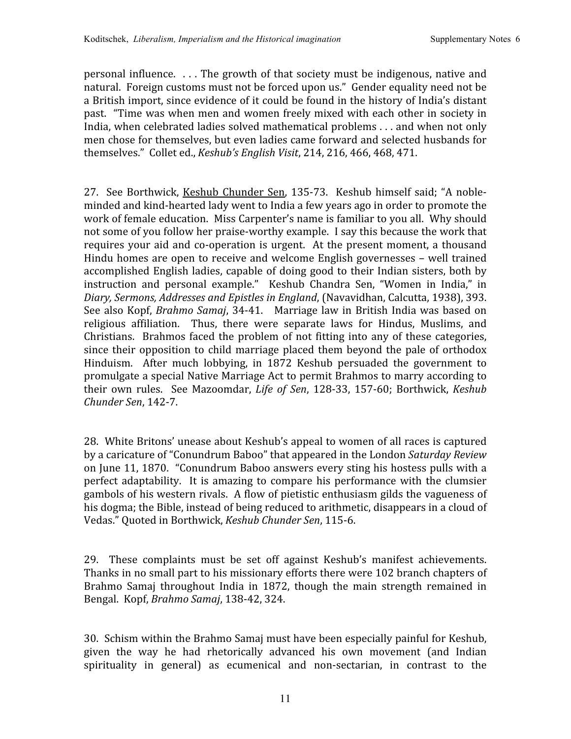personal influence. . . . The growth of that society must be indigenous, native and natural. Foreign customs must not be forced upon us." Gender equality need not be a British import, since evidence of it could be found in the history of India's distant past. "Time was when men and women freely mixed with each other in society in India, when celebrated ladies solved mathematical problems . . . and when not only men chose for themselves, but even ladies came forward and selected husbands for themselves." Collet ed., *Keshub's English Visit*, 214, 216, 466, 468, 471.

27. See Borthwick, Keshub Chunder Sen, 135-73. Keshub himself said; "A noble-minded and kind-hearted lady went to India a few years ago in order to promote the work of female education. Miss Carpenter's name is familiar to you all. Why should not some of you follow her praise-worthy example. I say this because the work that requires your aid and co-operation is urgent. At the present moment, a thousand Hindu homes are open to receive and welcome English governesses – well trained accomplished English ladies, capable of doing good to their Indian sisters, both by instruction and personal example." Keshub Chandra Sen, "Women in India," in *Diary, Sermons, Addresses and Epistles in England*, (Navavidhan, Calcutta, 1938), 393. See also Kopf, *Brahmo Samaj*, 34-41. Marriage law in British India was based on religious affiliation. Thus, there were separate laws for Hindus, Muslims, and Christians. Brahmos faced the problem of not fitting into any of these categories, since their opposition to child marriage placed them beyond the pale of orthodox Hinduism. After much lobbying, in 1872 Keshub persuaded the government to promulgate a special Native Marriage Act to permit Brahmos to marry according to their own rules. See Mazoomdar, *Life of Sen*, 128-33, 157-60; Borthwick, *Keshub Chunder Sen*, 142-7.

28. White Britons' unease about Keshub's appeal to women of all races is captured by a caricature of "Conundrum Baboo" that appeared in the London *Saturday Review* on June 11, 1870. "Conundrum Baboo answers every sting his hostess pulls with a perfect adaptability. It is amazing to compare his performance with the clumsier gambols of his western rivals. A flow of pietistic enthusiasm gilds the vagueness of his dogma; the Bible, instead of being reduced to arithmetic, disappears in a cloud of Vedas." Quoted in Borthwick, *Keshub Chunder Sen*, 115-6.

29. These complaints must be set off against Keshub's manifest achievements. Thanks in no small part to his missionary efforts there were 102 branch chapters of Brahmo Samaj throughout India in 1872, though the main strength remained in Bengal. Kopf, *Brahmo Samaj*, 138-42, 324.

30. Schism within the Brahmo Samaj must have been especially painful for Keshub, given the way he had rhetorically advanced his own movement (and Indian spirituality in general) as ecumenical and non-sectarian, in contrast to the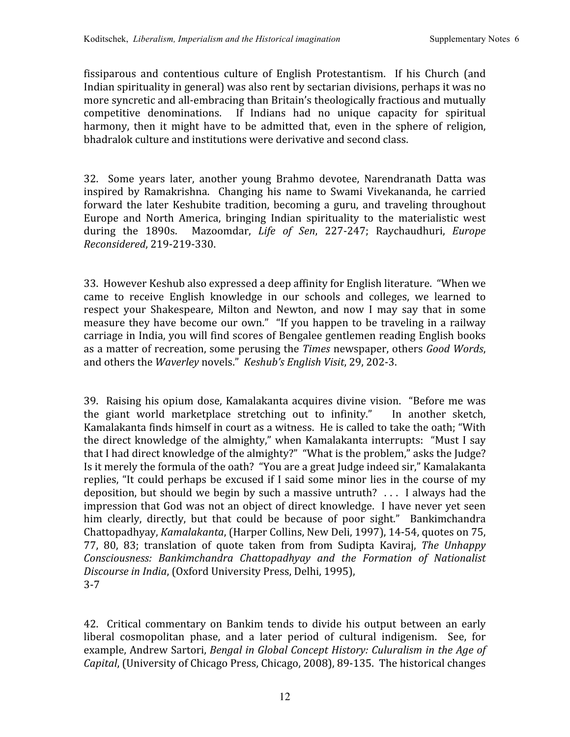fissiparous and contentious culture of English Protestantism. If his Church (and Indian spirituality in general) was also rent by sectarian divisions, perhaps it was no more syncretic and all-embracing than Britain's theologically fractious and mutually competitive denominations. If Indians had no unique capacity for spiritual harmony, then it might have to be admitted that, even in the sphere of religion, bhadralok culture and institutions were derivative and second class.

32. Some years later, another young Brahmo devotee, Narendranath Datta was inspired by Ramakrishna. Changing his name to Swami Vivekananda, he carried forward the later Keshubite tradition, becoming a guru, and traveling throughout Europe and North America, bringing Indian spirituality to the materialistic west during the 1890s. Mazoomdar, *Life of Sen*, 227-247; Raychaudhuri, *Europe Reconsidered*, 219-219-330.

33. However Keshub also expressed a deep affinity for English literature. "When we came to receive English knowledge in our schools and colleges, we learned to respect your Shakespeare, Milton and Newton, and now I may say that in some measure they have become our own." "If you happen to be traveling in a railway carriage in India, you will find scores of Bengalee gentlemen reading English books as a matter of recreation, some perusing the *Times* newspaper, others *Good Words*, and others the *Waverley* novels." *Keshub's English Visit*, 29, 202-3.

39. Raising his opium dose, Kamalakanta acquires divine vision. "Before me was the giant world marketplace stretching out to infinity." In another sketch, Kamalakanta finds himself in court as a witness. He is called to take the oath; "With the direct knowledge of the almighty," when Kamalakanta interrupts: "Must I say that I had direct knowledge of the almighty?" "What is the problem," asks the Judge? Is it merely the formula of the oath? "You are a great Judge indeed sir," Kamalakanta replies, "It could perhaps be excused if I said some minor lies in the course of my deposition, but should we begin by such a massive untruth? . . . I always had the impression that God was not an object of direct knowledge. I have never yet seen him clearly, directly, but that could be because of poor sight." Bankimchandra Chattopadhyay, *Kamalakanta*, (Harper Collins, New Deli, 1997), 14-54, quotes on 75, 77, 80, 83; translation of quote taken from from Sudipta Kaviraj, *The Unhappy Consciousness: Bankimchandra Chattopadhyay and the Formation of Nationalist Discourse in India*, (Oxford University Press, Delhi, 1995), 3-7

42. Critical commentary on Bankim tends to divide his output between an early liberal cosmopolitan phase, and a later period of cultural indigenism. See, for example, Andrew Sartori, *Bengal in Global Concept History: Culuralism in the Age of Capital*, (University of Chicago Press, Chicago, 2008), 89-135. The historical changes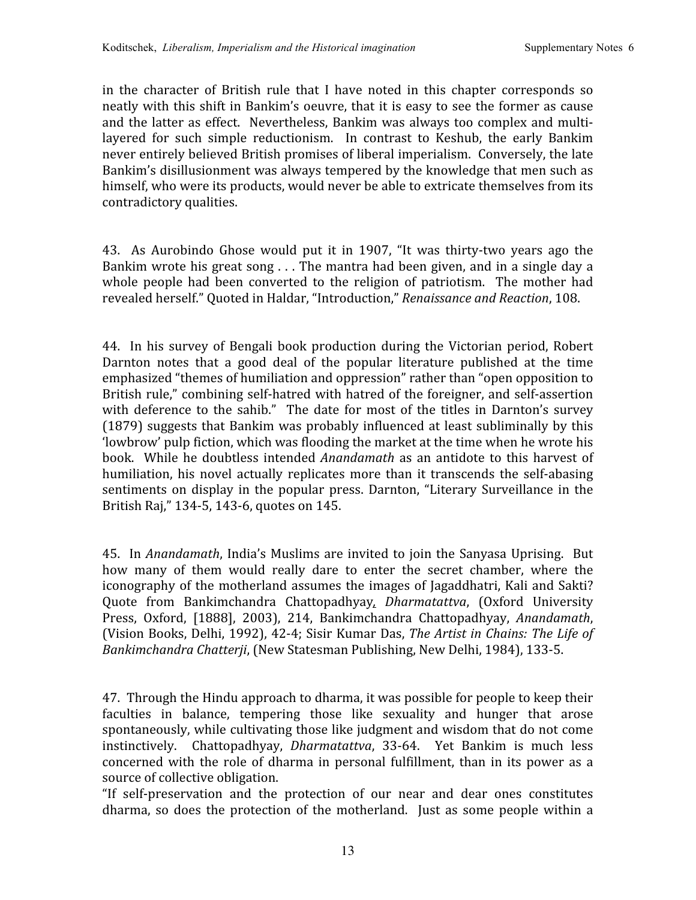in the character of British rule that I have noted in this chapter corresponds so neatly with this shift in Bankim's oeuvre, that it is easy to see the former as cause and the latter as effect. Nevertheless, Bankim was always too complex and multi-layered for such simple reductionism. In contrast to Keshub, the early Bankim never entirely believed British promises of liberal imperialism. Conversely, the late Bankim's disillusionment was always tempered by the knowledge that men such as himself, who were its products, would never be able to extricate themselves from its contradictory qualities.

43. As Aurobindo Ghose would put it in 1907, "It was thirty-two years ago the Bankim wrote his great song . . . The mantra had been given, and in a single day a whole people had been converted to the religion of patriotism. The mother had revealed herself." Quoted in Haldar, "Introduction," *Renaissance and Reaction*, 108.

44. In his survey of Bengali book production during the Victorian period, Robert Darnton notes that a good deal of the popular literature published at the time emphasized "themes of humiliation and oppression" rather than "open opposition to British rule," combining self-hatred with hatred of the foreigner, and self-assertion with deference to the sahib." The date for most of the titles in Darnton's survey (1879) suggests that Bankim was probably influenced at least subliminally by this 'lowbrow' pulp fiction, which was flooding the market at the time when he wrote his book. While he doubtless intended *Anandamath* as an antidote to this harvest of humiliation, his novel actually replicates more than it transcends the self-abasing sentiments on display in the popular press. Darnton, "Literary Surveillance in the British Raj," 134-5, 143-6, quotes on 145.

45. In *Anandamath*, India's Muslims are invited to join the Sanyasa Uprising. But how many of them would really dare to enter the secret chamber, where the iconography of the motherland assumes the images of Jagaddhatri, Kali and Sakti? Quote from Bankimchandra Chattopadhyay, *Dharmatattva*, (Oxford University Press, Oxford, [1888], 2003), 214, Bankimchandra Chattopadhyay, *Anandamath*, (Vision Books, Delhi, 1992), 42-4; Sisir Kumar Das, *The Artist in Chains: The Life of Bankimchandra Chatterji*, (New Statesman Publishing, New Delhi, 1984), 133-5.

47. Through the Hindu approach to dharma, it was possible for people to keep their faculties in balance, tempering those like sexuality and hunger that arose spontaneously, while cultivating those like judgment and wisdom that do not come instinctively. Chattopadhyay, *Dharmatattva*, 33-64. Yet Bankim is much less concerned with the role of dharma in personal fulfillment, than in its power as a source of collective obligation.
"If self-preservation and the protection of our near and dear ones constitutes dharma, so does the protection of the motherland. Just as some people within a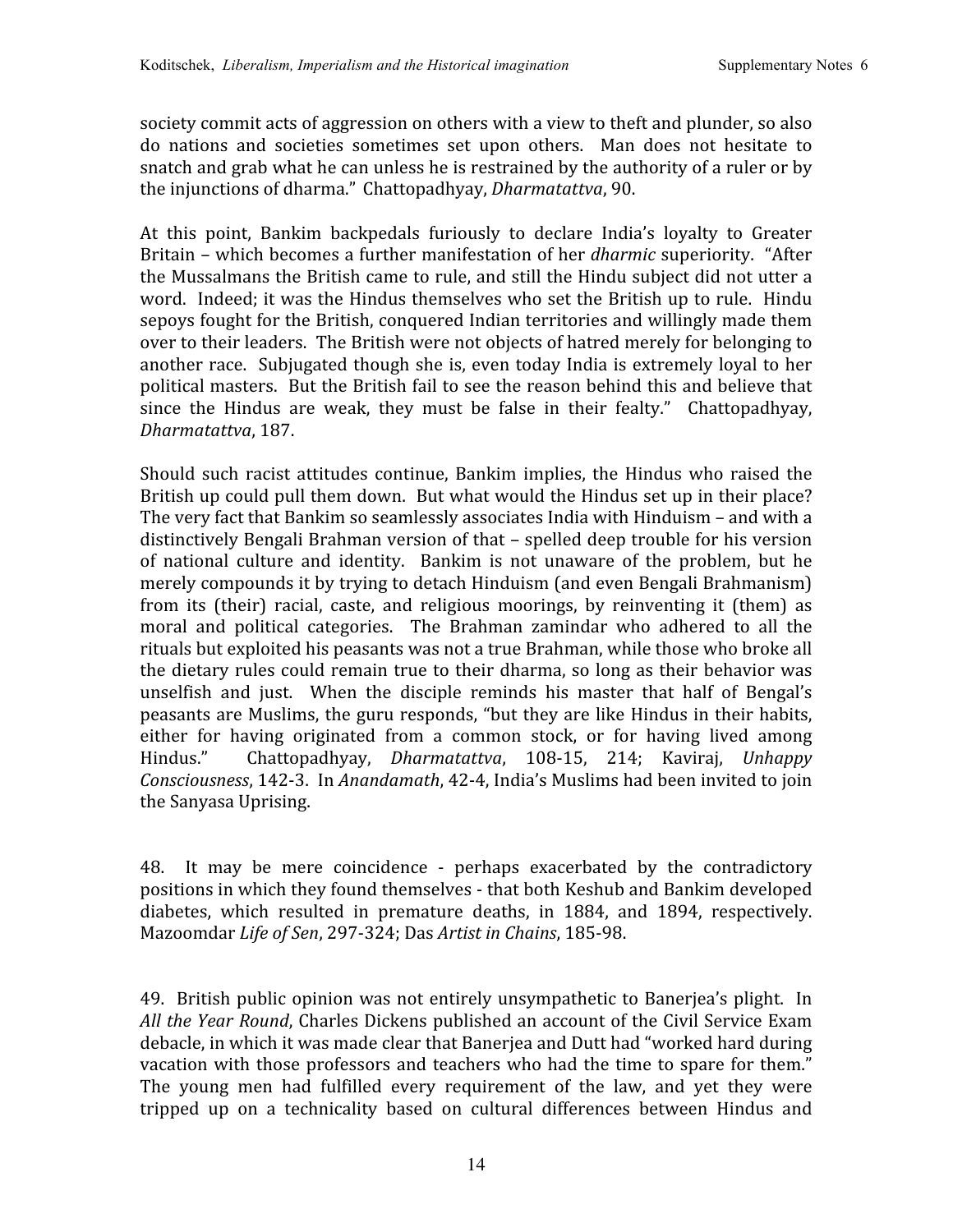society commit acts of aggression on others with a view to theft and plunder, so also do nations and societies sometimes set upon others. Man does not hesitate to snatch and grab what he can unless he is restrained by the authority of a ruler or by the injunctions of dharma." Chattopadhyay, *Dharmatattva*, 90.

At this point, Bankim backpedals furiously to declare India's loyalty to Greater Britain – which becomes a further manifestation of her *dharmic* superiority. "After the Mussalmans the British came to rule, and still the Hindu subject did not utter a word. Indeed; it was the Hindus themselves who set the British up to rule. Hindu sepoys fought for the British, conquered Indian territories and willingly made them over to their leaders. The British were not objects of hatred merely for belonging to another race. Subjugated though she is, even today India is extremely loyal to her political masters. But the British fail to see the reason behind this and believe that since the Hindus are weak, they must be false in their fealty." Chattopadhyay, *Dharmatattva*, 187.

Should such racist attitudes continue, Bankim implies, the Hindus who raised the British up could pull them down. But what would the Hindus set up in their place? The very fact that Bankim so seamlessly associates India with Hinduism – and with a distinctively Bengali Brahman version of that – spelled deep trouble for his version of national culture and identity. Bankim is not unaware of the problem, but he merely compounds it by trying to detach Hinduism (and even Bengali Brahmanism) from its (their) racial, caste, and religious moorings, by reinventing it (them) as moral and political categories. The Brahman zamindar who adhered to all the rituals but exploited his peasants was not a true Brahman, while those who broke all the dietary rules could remain true to their dharma, so long as their behavior was unselfish and just. When the disciple reminds his master that half of Bengal's peasants are Muslims, the guru responds, "but they are like Hindus in their habits, either for having originated from a common stock, or for having lived among Hindus." Chattopadhyay, *Dharmatattva*, 108-15, 214; Kaviraj, *Unhappy Consciousness*, 142-3. In *Anandamath*, 42-4, India's Muslims had been invited to join the Sanyasa Uprising.

48. It may be mere coincidence - perhaps exacerbated by the contradictory positions in which they found themselves - that both Keshub and Bankim developed diabetes, which resulted in premature deaths, in 1884, and 1894, respectively. Mazoomdar *Life of Sen*, 297-324; Das *Artist in Chains*, 185-98.

49. British public opinion was not entirely unsympathetic to Banerjea's plight. In *All the Year Round*, Charles Dickens published an account of the Civil Service Exam debacle, in which it was made clear that Banerjea and Dutt had "worked hard during vacation with those professors and teachers who had the time to spare for them." The young men had fulfilled every requirement of the law, and yet they were tripped up on a technicality based on cultural differences between Hindus and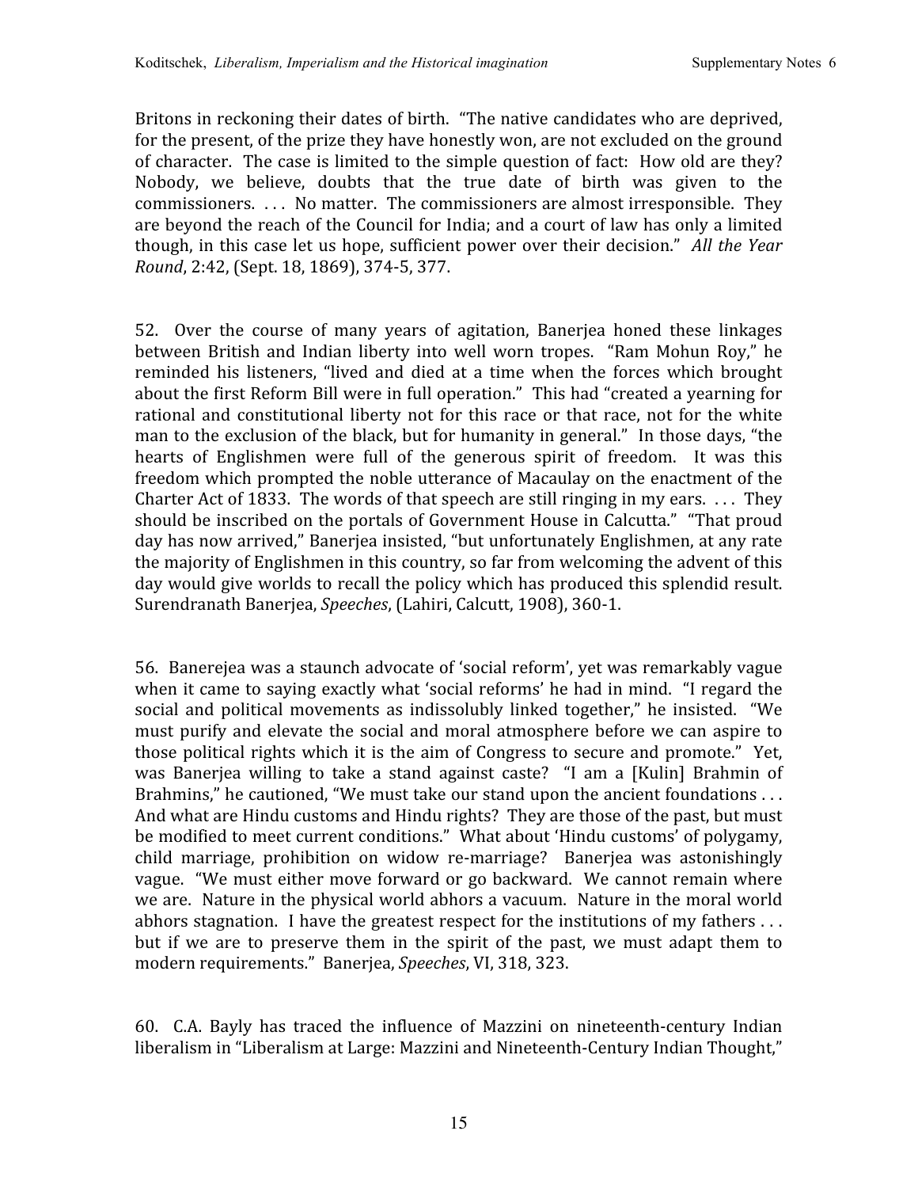Britons in reckoning their dates of birth. "The native candidates who are deprived, for the present, of the prize they have honestly won, are not excluded on the ground of character. The case is limited to the simple question of fact: How old are they? Nobody, we believe, doubts that the true date of birth was given to the commissioners. . . . No matter. The commissioners are almost irresponsible. They are beyond the reach of the Council for India; and a court of law has only a limited though, in this case let us hope, sufficient power over their decision." *All the Year Round*, 2:42, (Sept. 18, 1869), 374-5, 377.

52. Over the course of many years of agitation, Banerjea honed these linkages between British and Indian liberty into well worn tropes. "Ram Mohun Roy," he reminded his listeners, "lived and died at a time when the forces which brought about the first Reform Bill were in full operation." This had "created a yearning for rational and constitutional liberty not for this race or that race, not for the white man to the exclusion of the black, but for humanity in general." In those days, "the hearts of Englishmen were full of the generous spirit of freedom. It was this freedom which prompted the noble utterance of Macaulay on the enactment of the Charter Act of 1833. The words of that speech are still ringing in my ears. . . . They should be inscribed on the portals of Government House in Calcutta." "That proud day has now arrived," Banerjea insisted, "but unfortunately Englishmen, at any rate the majority of Englishmen in this country, so far from welcoming the advent of this day would give worlds to recall the policy which has produced this splendid result. Surendranath Banerjea, *Speeches*, (Lahiri, Calcutt, 1908), 360-1.

56. Banerejea was a staunch advocate of 'social reform', yet was remarkably vague when it came to saying exactly what 'social reforms' he had in mind. "I regard the social and political movements as indissolubly linked together," he insisted. "We must purify and elevate the social and moral atmosphere before we can aspire to those political rights which it is the aim of Congress to secure and promote." Yet, was Banerjea willing to take a stand against caste? "I am a [Kulin] Brahmin of Brahmins," he cautioned, "We must take our stand upon the ancient foundations . . . And what are Hindu customs and Hindu rights? They are those of the past, but must be modified to meet current conditions." What about 'Hindu customs' of polygamy, child marriage, prohibition on widow re-marriage? Banerjea was astonishingly vague. "We must either move forward or go backward. We cannot remain where we are. Nature in the physical world abhors a vacuum. Nature in the moral world abhors stagnation. I have the greatest respect for the institutions of my fathers . . . but if we are to preserve them in the spirit of the past, we must adapt them to modern requirements." Banerjea, *Speeches*, VI, 318, 323.

60. C.A. Bayly has traced the influence of Mazzini on nineteenth-century Indian liberalism in "Liberalism at Large: Mazzini and Nineteenth-Century Indian Thought,"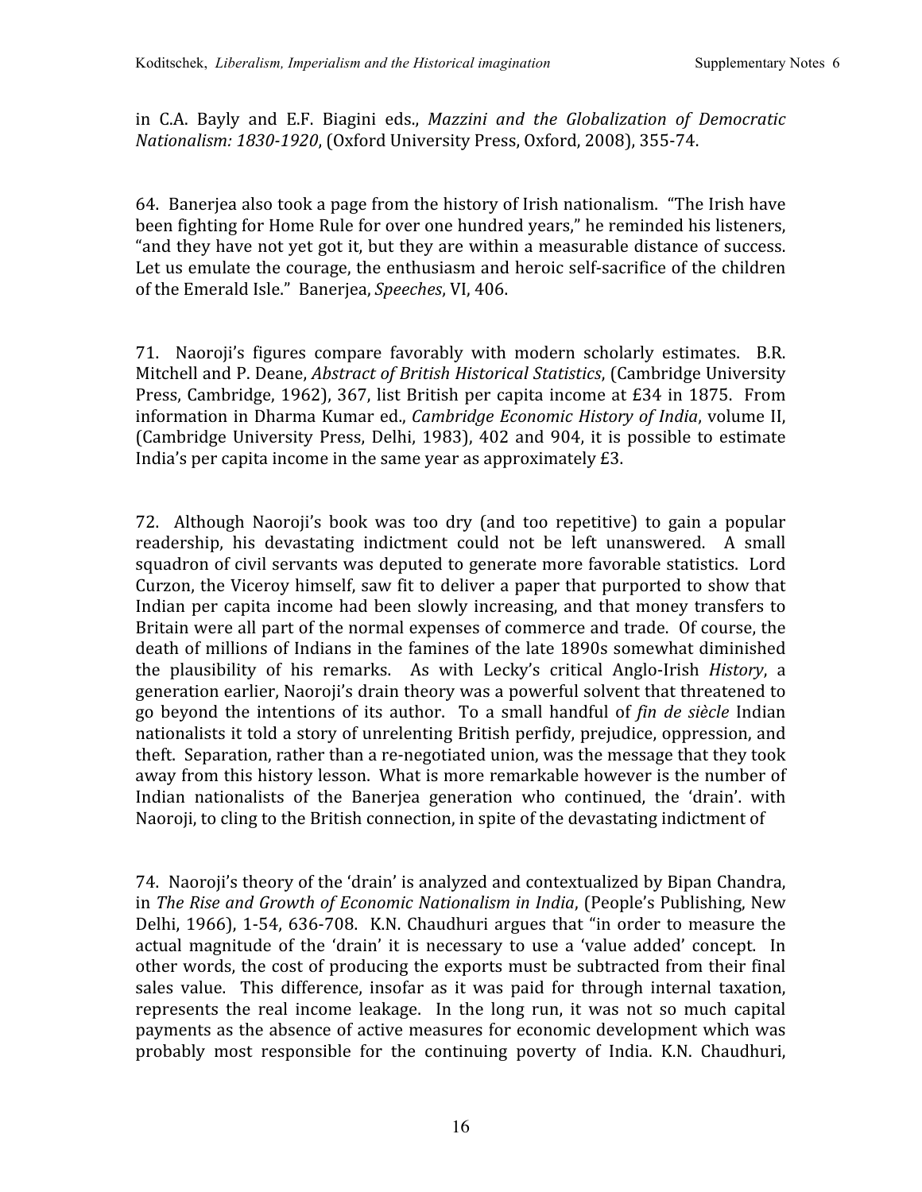in C.A. Bayly and E.F. Biagini eds., *Mazzini and the Globalization of Democratic Nationalism: 1830-1920*, (Oxford University Press, Oxford, 2008), 355-74.

64. Banerjea also took a page from the history of Irish nationalism. "The Irish have been fighting for Home Rule for over one hundred years," he reminded his listeners, "and they have not yet got it, but they are within a measurable distance of success. Let us emulate the courage, the enthusiasm and heroic self-sacrifice of the children of the Emerald Isle." Banerjea, *Speeches*, VI, 406.

71. Naoroji's figures compare favorably with modern scholarly estimates. B.R. Mitchell and P. Deane, *Abstract of British Historical Statistics*, (Cambridge University Press, Cambridge, 1962), 367, list British per capita income at £34 in 1875. From information in Dharma Kumar ed., *Cambridge Economic History of India*, volume II, (Cambridge University Press, Delhi, 1983), 402 and 904, it is possible to estimate India's per capita income in the same year as approximately £3.

72. Although Naoroji's book was too dry (and too repetitive) to gain a popular readership, his devastating indictment could not be left unanswered. A small squadron of civil servants was deputed to generate more favorable statistics. Lord Curzon, the Viceroy himself, saw fit to deliver a paper that purported to show that Indian per capita income had been slowly increasing, and that money transfers to Britain were all part of the normal expenses of commerce and trade. Of course, the death of millions of Indians in the famines of the late 1890s somewhat diminished the plausibility of his remarks. As with Lecky's critical Anglo-Irish *History*, a generation earlier, Naoroji's drain theory was a powerful solvent that threatened to go beyond the intentions of its author. To a small handful of *fin de siècle* Indian nationalists it told a story of unrelenting British perfidy, prejudice, oppression, and theft. Separation, rather than a re-negotiated union, was the message that they took away from this history lesson. What is more remarkable however is the number of Indian nationalists of the Banerjea generation who continued, the 'drain'. with Naoroji, to cling to the British connection, in spite of the devastating indictment of

74. Naoroji's theory of the 'drain' is analyzed and contextualized by Bipan Chandra, in *The Rise and Growth of Economic Nationalism in India*, (People's Publishing, New Delhi, 1966), 1-54, 636-708. K.N. Chaudhuri argues that "in order to measure the actual magnitude of the 'drain' it is necessary to use a 'value added' concept. In other words, the cost of producing the exports must be subtracted from their final sales value. This difference, insofar as it was paid for through internal taxation, represents the real income leakage. In the long run, it was not so much capital payments as the absence of active measures for economic development which was probably most responsible for the continuing poverty of India. K.N. Chaudhuri,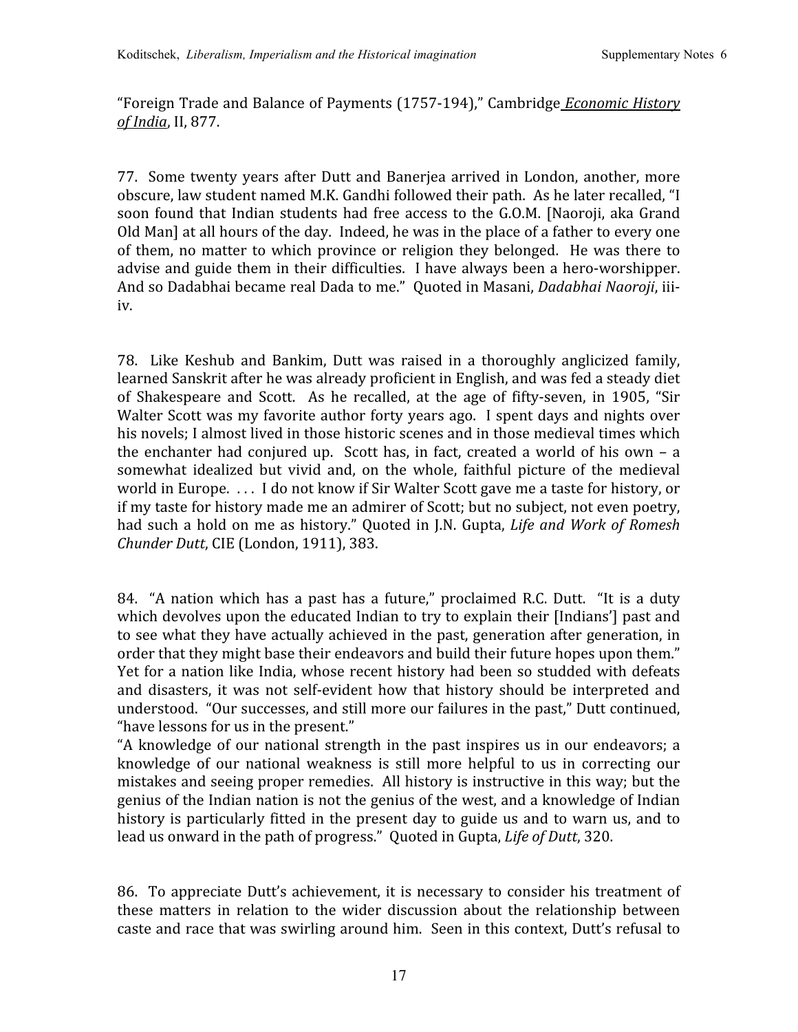"Foreign Trade and Balance of Payments (1757-194)," Cambridge *Economic History of India*, II, 877.

77. Some twenty years after Dutt and Banerjea arrived in London, another, more obscure, law student named M.K. Gandhi followed their path. As he later recalled, "I soon found that Indian students had free access to the G.O.M. [Naoroji, aka Grand Old Man] at all hours of the day. Indeed, he was in the place of a father to every one of them, no matter to which province or religion they belonged. He was there to advise and guide them in their difficulties. I have always been a hero-worshipper. And so Dadabhai became real Dada to me." Quoted in Masani, *Dadabhai Naoroji*, iii-iv.

78. Like Keshub and Bankim, Dutt was raised in a thoroughly anglicized family, learned Sanskrit after he was already proficient in English, and was fed a steady diet of Shakespeare and Scott. As he recalled, at the age of fifty-seven, in 1905, "Sir Walter Scott was my favorite author forty years ago. I spent days and nights over his novels; I almost lived in those historic scenes and in those medieval times which the enchanter had conjured up. Scott has, in fact, created a world of his own – a somewhat idealized but vivid and, on the whole, faithful picture of the medieval world in Europe. . . . I do not know if Sir Walter Scott gave me a taste for history, or if my taste for history made me an admirer of Scott; but no subject, not even poetry, had such a hold on me as history." Quoted in J.N. Gupta, *Life and Work of Romesh Chunder Dutt*, CIE (London, 1911), 383.

84. "A nation which has a past has a future," proclaimed R.C. Dutt. "It is a duty which devolves upon the educated Indian to try to explain their [Indians'] past and to see what they have actually achieved in the past, generation after generation, in order that they might base their endeavors and build their future hopes upon them." Yet for a nation like India, whose recent history had been so studded with defeats and disasters, it was not self-evident how that history should be interpreted and understood. "Our successes, and still more our failures in the past," Dutt continued, "have lessons for us in the present."

"A knowledge of our national strength in the past inspires us in our endeavors; a knowledge of our national weakness is still more helpful to us in correcting our mistakes and seeing proper remedies. All history is instructive in this way; but the genius of the Indian nation is not the genius of the west, and a knowledge of Indian history is particularly fitted in the present day to guide us and to warn us, and to lead us onward in the path of progress." Quoted in Gupta, *Life of Dutt*, 320.

86. To appreciate Dutt's achievement, it is necessary to consider his treatment of these matters in relation to the wider discussion about the relationship between caste and race that was swirling around him. Seen in this context, Dutt's refusal to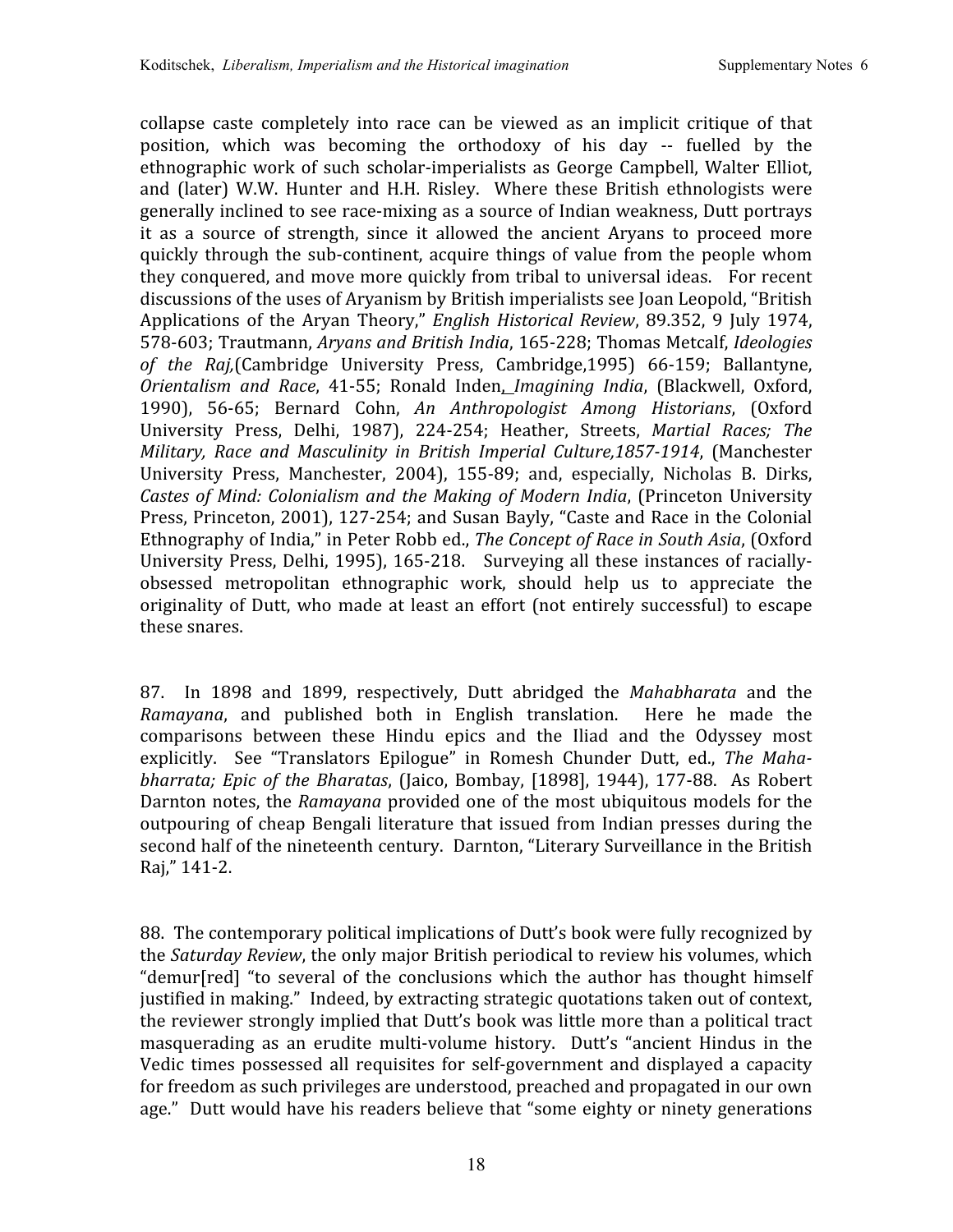collapse caste completely into race can be viewed as an implicit critique of that position, which was becoming the orthodoxy of his day -- fuelled by the ethnographic work of such scholar-imperialists as George Campbell, Walter Elliot, and (later) W.W. Hunter and H.H. Risley. Where these British ethnologists were generally inclined to see race-mixing as a source of Indian weakness, Dutt portrays it as a source of strength, since it allowed the ancient Aryans to proceed more quickly through the sub-continent, acquire things of value from the people whom they conquered, and move more quickly from tribal to universal ideas. For recent discussions of the uses of Aryanism by British imperialists see Joan Leopold, "British Applications of the Aryan Theory," *English Historical Review*, 89.352, 9 July 1974, 578-603; Trautmann, *Aryans and British India*, 165-228; Thomas Metcalf, *Ideologies of the Raj,*(Cambridge University Press, Cambridge,1995) 66-159; Ballantyne, *Orientalism and Race*, 41-55; Ronald Inden, *Imagining India*, (Blackwell, Oxford, 1990), 56-65; Bernard Cohn, *An Anthropologist Among Historians*, (Oxford University Press, Delhi, 1987), 224-254; Heather, Streets, *Martial Races; The Military, Race and Masculinity in British Imperial Culture,1857-1914*, (Manchester University Press, Manchester, 2004), 155-89; and, especially, Nicholas B. Dirks, *Castes of Mind: Colonialism and the Making of Modern India*, (Princeton University Press, Princeton, 2001), 127-254; and Susan Bayly, "Caste and Race in the Colonial Ethnography of India," in Peter Robb ed., *The Concept of Race in South Asia*, (Oxford University Press, Delhi, 1995), 165-218. Surveying all these instances of racially-obsessed metropolitan ethnographic work, should help us to appreciate the originality of Dutt, who made at least an effort (not entirely successful) to escape these snares.

87. In 1898 and 1899, respectively, Dutt abridged the *Mahabharata* and the *Ramayana*, and published both in English translation. Here he made the comparisons between these Hindu epics and the Iliad and the Odyssey most explicitly. See "Translators Epilogue" in Romesh Chunder Dutt, ed., *The Maha-bharrata; Epic of the Bharatas*, (Jaico, Bombay, [1898], 1944), 177-88. As Robert Darnton notes, the *Ramayana* provided one of the most ubiquitous models for the outpouring of cheap Bengali literature that issued from Indian presses during the second half of the nineteenth century. Darnton, "Literary Surveillance in the British Raj," 141-2.

88. The contemporary political implications of Dutt's book were fully recognized by the *Saturday Review*, the only major British periodical to review his volumes, which "demur[red] "to several of the conclusions which the author has thought himself justified in making." Indeed, by extracting strategic quotations taken out of context, the reviewer strongly implied that Dutt's book was little more than a political tract masquerading as an erudite multi-volume history. Dutt's "ancient Hindus in the Vedic times possessed all requisites for self-government and displayed a capacity for freedom as such privileges are understood, preached and propagated in our own age." Dutt would have his readers believe that "some eighty or ninety generations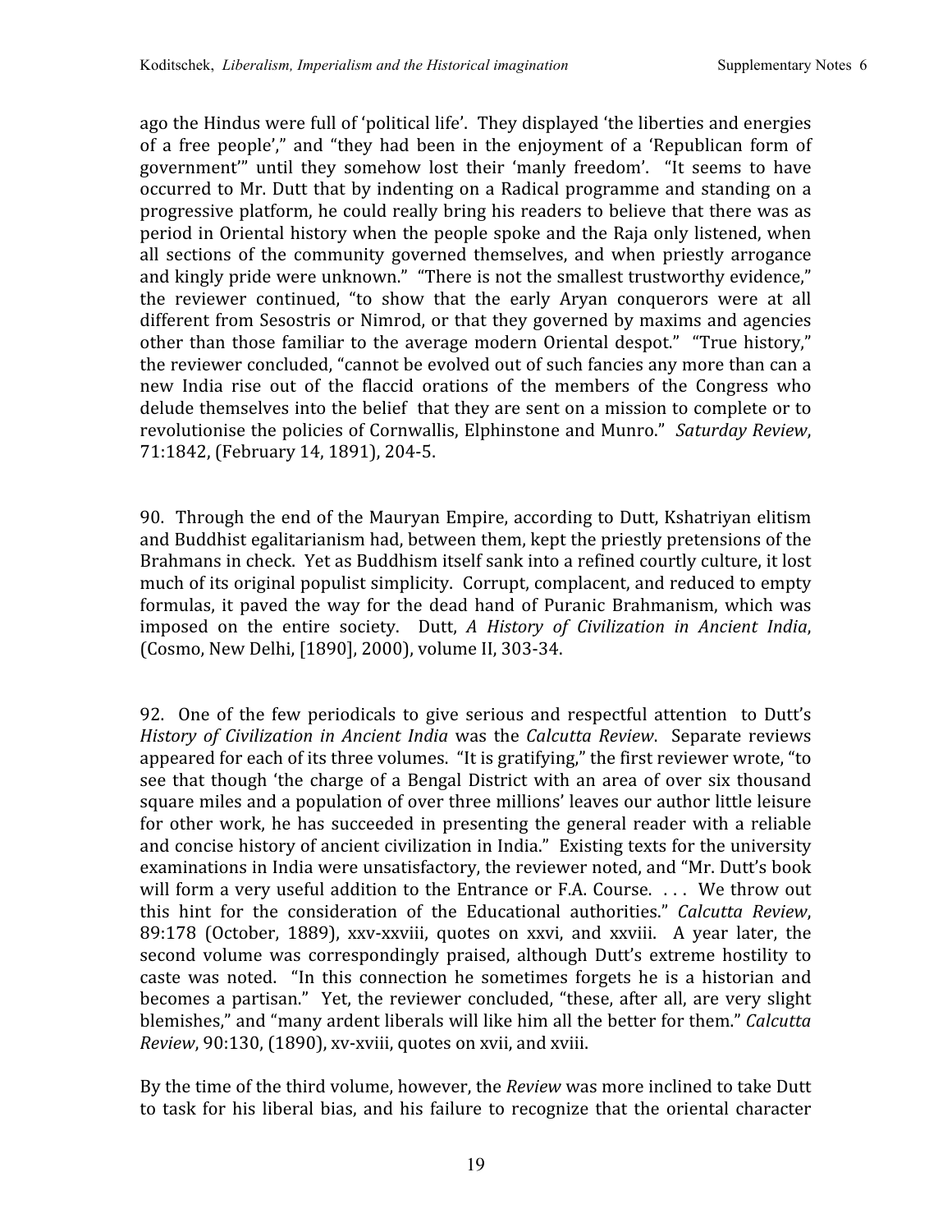ago the Hindus were full of 'political life'. They displayed 'the liberties and energies of a free people'," and "they had been in the enjoyment of a 'Republican form of government'" until they somehow lost their 'manly freedom'. "It seems to have occurred to Mr. Dutt that by indenting on a Radical programme and standing on a progressive platform, he could really bring his readers to believe that there was as period in Oriental history when the people spoke and the Raja only listened, when all sections of the community governed themselves, and when priestly arrogance and kingly pride were unknown." "There is not the smallest trustworthy evidence," the reviewer continued, "to show that the early Aryan conquerors were at all different from Sesostris or Nimrod, or that they governed by maxims and agencies other than those familiar to the average modern Oriental despot." "True history," the reviewer concluded, "cannot be evolved out of such fancies any more than can a new India rise out of the flaccid orations of the members of the Congress who delude themselves into the belief that they are sent on a mission to complete or to revolutionise the policies of Cornwallis, Elphinstone and Munro." *Saturday Review*, 71:1842, (February 14, 1891), 204-5.

90. Through the end of the Mauryan Empire, according to Dutt, Kshatriyan elitism and Buddhist egalitarianism had, between them, kept the priestly pretensions of the Brahmans in check. Yet as Buddhism itself sank into a refined courtly culture, it lost much of its original populist simplicity. Corrupt, complacent, and reduced to empty formulas, it paved the way for the dead hand of Puranic Brahmanism, which was imposed on the entire society. Dutt, *A History of Civilization in Ancient India*, (Cosmo, New Delhi, [1890], 2000), volume II, 303-34.

92. One of the few periodicals to give serious and respectful attention to Dutt's *History of Civilization in Ancient India* was the *Calcutta Review*. Separate reviews appeared for each of its three volumes. "It is gratifying," the first reviewer wrote, "to see that though 'the charge of a Bengal District with an area of over six thousand square miles and a population of over three millions' leaves our author little leisure for other work, he has succeeded in presenting the general reader with a reliable and concise history of ancient civilization in India." Existing texts for the university examinations in India were unsatisfactory, the reviewer noted, and "Mr. Dutt's book will form a very useful addition to the Entrance or F.A. Course. . . . We throw out this hint for the consideration of the Educational authorities." *Calcutta Review*, 89:178 (October, 1889), xxv-xxviii, quotes on xxvi, and xxviii. A year later, the second volume was correspondingly praised, although Dutt's extreme hostility to caste was noted. "In this connection he sometimes forgets he is a historian and becomes a partisan." Yet, the reviewer concluded, "these, after all, are very slight blemishes," and "many ardent liberals will like him all the better for them." *Calcutta Review*, 90:130, (1890), xv-xviii, quotes on xvii, and xviii.

By the time of the third volume, however, the *Review* was more inclined to take Dutt to task for his liberal bias, and his failure to recognize that the oriental character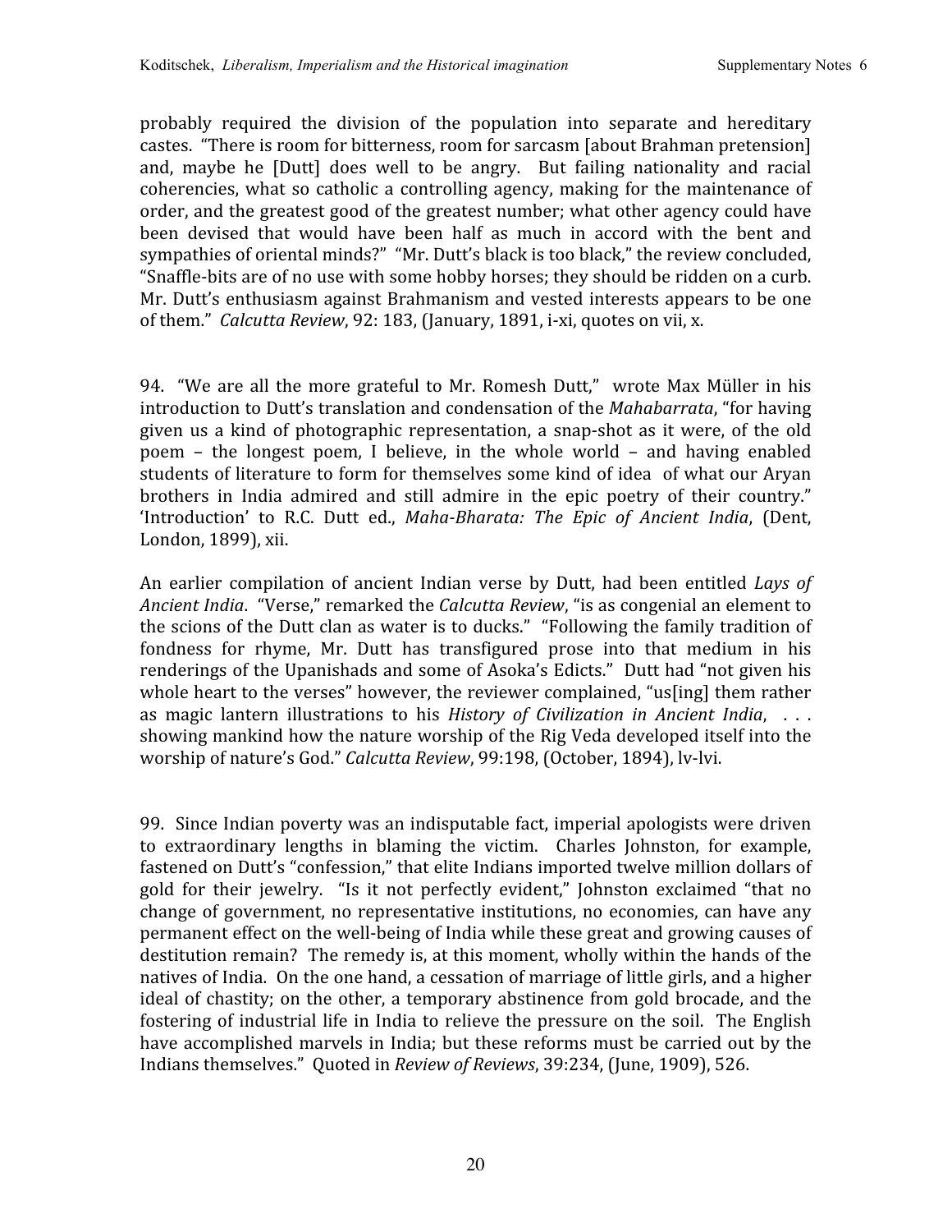probably required the division of the population into separate and hereditary castes. "There is room for bitterness, room for sarcasm [about Brahman pretension] and, maybe he [Dutt] does well to be angry. But failing nationality and racial coherencies, what so catholic a controlling agency, making for the maintenance of order, and the greatest good of the greatest number; what other agency could have been devised that would have been half as much in accord with the bent and sympathies of oriental minds?" "Mr. Dutt's black is too black," the review concluded, "Snaffle-bits are of no use with some hobby horses; they should be ridden on a curb. Mr. Dutt's enthusiasm against Brahmanism and vested interests appears to be one of them." *Calcutta Review*, 92: 183, (January, 1891, i-xi, quotes on vii, x.

94. "We are all the more grateful to Mr. Romesh Dutt," wrote Max Müller in his introduction to Dutt's translation and condensation of the *Mahabarrata*, "for having given us a kind of photographic representation, a snap-shot as it were, of the old poem – the longest poem, I believe, in the whole world – and having enabled students of literature to form for themselves some kind of idea of what our Aryan brothers in India admired and still admire in the epic poetry of their country." 'Introduction' to R.C. Dutt ed., *Maha-Bharata: The Epic of Ancient India*, (Dent, London, 1899), xii.

An earlier compilation of ancient Indian verse by Dutt, had been entitled *Lays of Ancient India*. "Verse," remarked the *Calcutta Review*, "is as congenial an element to the scions of the Dutt clan as water is to ducks." "Following the family tradition of fondness for rhyme, Mr. Dutt has transfigured prose into that medium in his renderings of the Upanishads and some of Asoka's Edicts." Dutt had "not given his whole heart to the verses" however, the reviewer complained, "us[ing] them rather as magic lantern illustrations to his *History of Civilization in Ancient India*, . . . showing mankind how the nature worship of the Rig Veda developed itself into the worship of nature's God." *Calcutta Review*, 99:198, (October, 1894), lv-lvi.

99. Since Indian poverty was an indisputable fact, imperial apologists were driven to extraordinary lengths in blaming the victim. Charles Johnston, for example, fastened on Dutt's "confession," that elite Indians imported twelve million dollars of gold for their jewelry. "Is it not perfectly evident," Johnston exclaimed "that no change of government, no representative institutions, no economies, can have any permanent effect on the well-being of India while these great and growing causes of destitution remain? The remedy is, at this moment, wholly within the hands of the natives of India. On the one hand, a cessation of marriage of little girls, and a higher ideal of chastity; on the other, a temporary abstinence from gold brocade, and the fostering of industrial life in India to relieve the pressure on the soil. The English have accomplished marvels in India; but these reforms must be carried out by the Indians themselves." Quoted in *Review of Reviews*, 39:234, (June, 1909), 526.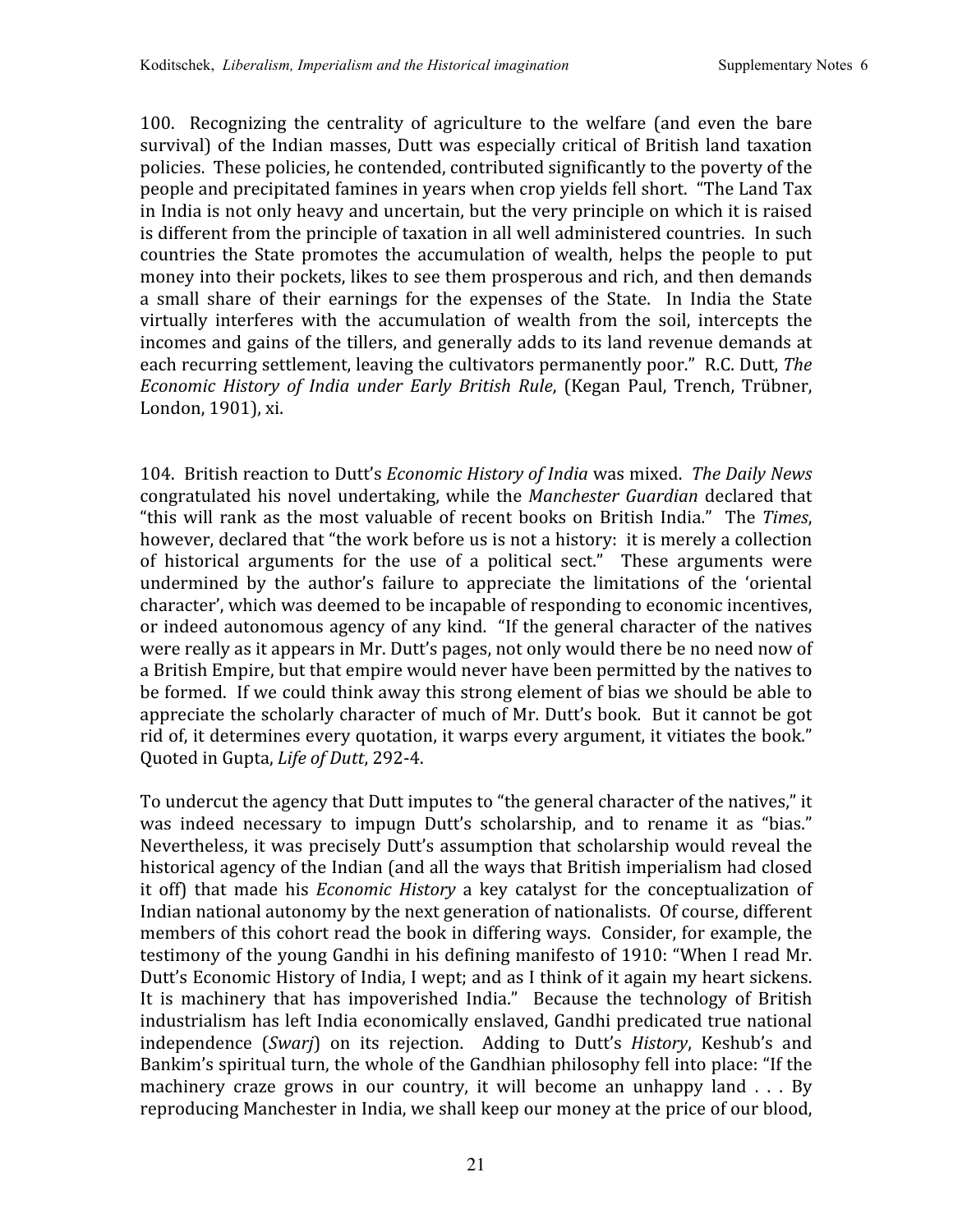100. Recognizing the centrality of agriculture to the welfare (and even the bare survival) of the Indian masses, Dutt was especially critical of British land taxation policies. These policies, he contended, contributed significantly to the poverty of the people and precipitated famines in years when crop yields fell short. "The Land Tax in India is not only heavy and uncertain, but the very principle on which it is raised is different from the principle of taxation in all well administered countries. In such countries the State promotes the accumulation of wealth, helps the people to put money into their pockets, likes to see them prosperous and rich, and then demands a small share of their earnings for the expenses of the State. In India the State virtually interferes with the accumulation of wealth from the soil, intercepts the incomes and gains of the tillers, and generally adds to its land revenue demands at each recurring settlement, leaving the cultivators permanently poor." R.C. Dutt, *The Economic History of India under Early British Rule*, (Kegan Paul, Trench, Trübner, London, 1901), xi.

104. British reaction to Dutt's *Economic History of India* was mixed. *The Daily News* congratulated his novel undertaking, while the *Manchester Guardian* declared that "this will rank as the most valuable of recent books on British India." The *Times*, however, declared that "the work before us is not a history: it is merely a collection of historical arguments for the use of a political sect." These arguments were undermined by the author's failure to appreciate the limitations of the 'oriental character', which was deemed to be incapable of responding to economic incentives, or indeed autonomous agency of any kind. "If the general character of the natives were really as it appears in Mr. Dutt's pages, not only would there be no need now of a British Empire, but that empire would never have been permitted by the natives to be formed. If we could think away this strong element of bias we should be able to appreciate the scholarly character of much of Mr. Dutt's book. But it cannot be got rid of, it determines every quotation, it warps every argument, it vitiates the book." Quoted in Gupta, *Life of Dutt*, 292-4.

To undercut the agency that Dutt imputes to "the general character of the natives," it was indeed necessary to impugn Dutt's scholarship, and to rename it as "bias." Nevertheless, it was precisely Dutt's assumption that scholarship would reveal the historical agency of the Indian (and all the ways that British imperialism had closed it off) that made his *Economic History* a key catalyst for the conceptualization of Indian national autonomy by the next generation of nationalists. Of course, different members of this cohort read the book in differing ways. Consider, for example, the testimony of the young Gandhi in his defining manifesto of 1910: "When I read Mr. Dutt's Economic History of India, I wept; and as I think of it again my heart sickens. It is machinery that has impoverished India." Because the technology of British industrialism has left India economically enslaved, Gandhi predicated true national independence (*Swarj*) on its rejection. Adding to Dutt's *History*, Keshub's and Bankim's spiritual turn, the whole of the Gandhian philosophy fell into place: "If the machinery craze grows in our country, it will become an unhappy land . . . By reproducing Manchester in India, we shall keep our money at the price of our blood,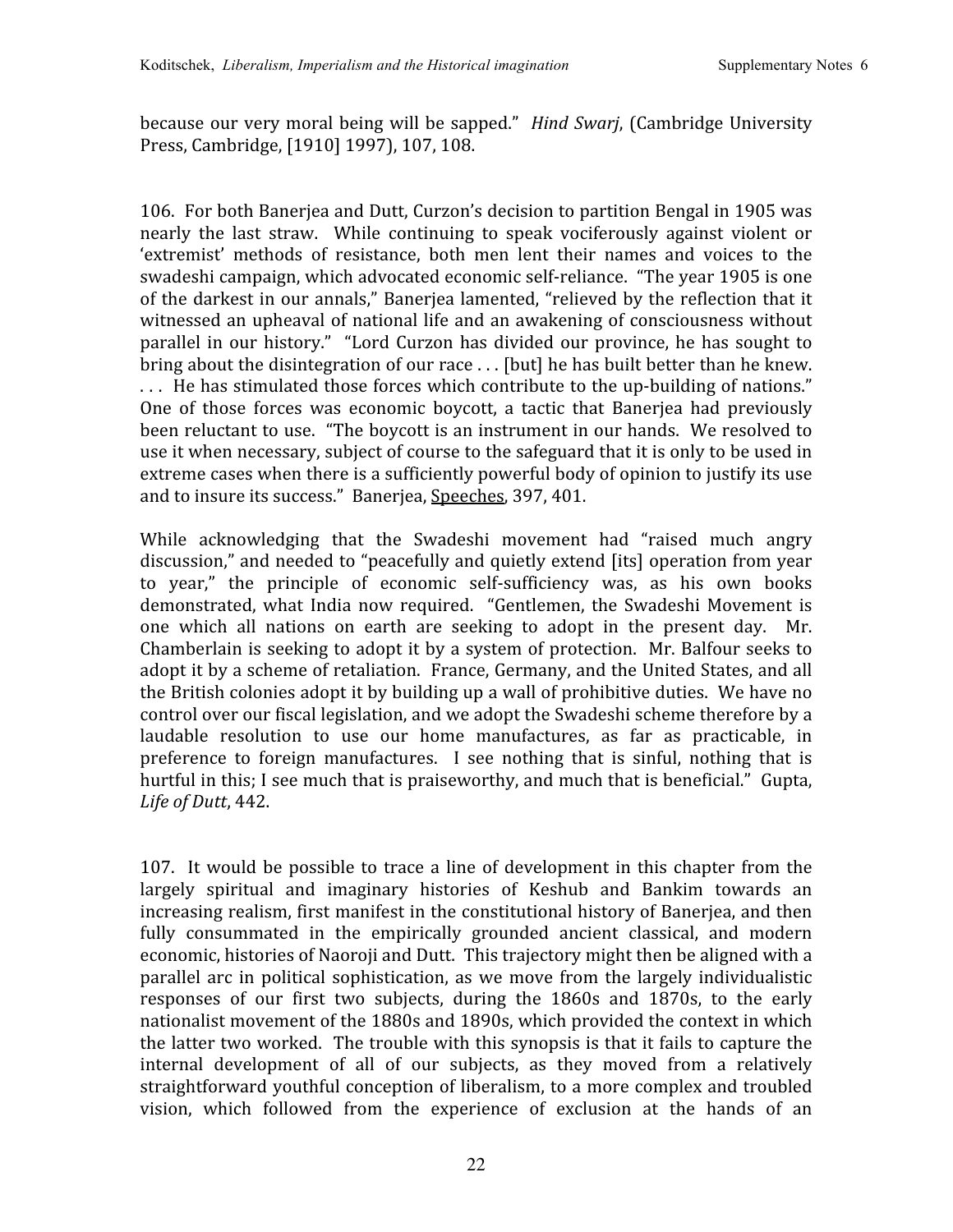because our very moral being will be sapped." *Hind Swarj*, (Cambridge University Press, Cambridge, [1910] 1997), 107, 108.

106. For both Banerjea and Dutt, Curzon's decision to partition Bengal in 1905 was nearly the last straw. While continuing to speak vociferously against violent or 'extremist' methods of resistance, both men lent their names and voices to the swadeshi campaign, which advocated economic self-reliance. "The year 1905 is one of the darkest in our annals," Banerjea lamented, "relieved by the reflection that it witnessed an upheaval of national life and an awakening of consciousness without parallel in our history." "Lord Curzon has divided our province, he has sought to bring about the disintegration of our race . . . [but] he has built better than he knew. . . . He has stimulated those forces which contribute to the up-building of nations." One of those forces was economic boycott, a tactic that Banerjea had previously been reluctant to use. "The boycott is an instrument in our hands. We resolved to use it when necessary, subject of course to the safeguard that it is only to be used in extreme cases when there is a sufficiently powerful body of opinion to justify its use and to insure its success." Banerjea, Speeches, 397, 401.

While acknowledging that the Swadeshi movement had "raised much angry discussion," and needed to "peacefully and quietly extend [its] operation from year to year," the principle of economic self-sufficiency was, as his own books demonstrated, what India now required. "Gentlemen, the Swadeshi Movement is one which all nations on earth are seeking to adopt in the present day. Mr. Chamberlain is seeking to adopt it by a system of protection. Mr. Balfour seeks to adopt it by a scheme of retaliation. France, Germany, and the United States, and all the British colonies adopt it by building up a wall of prohibitive duties. We have no control over our fiscal legislation, and we adopt the Swadeshi scheme therefore by a laudable resolution to use our home manufactures, as far as practicable, in preference to foreign manufactures. I see nothing that is sinful, nothing that is hurtful in this; I see much that is praiseworthy, and much that is beneficial." Gupta, *Life of Dutt*, 442.

107. It would be possible to trace a line of development in this chapter from the largely spiritual and imaginary histories of Keshub and Bankim towards an increasing realism, first manifest in the constitutional history of Banerjea, and then fully consummated in the empirically grounded ancient classical, and modern economic, histories of Naoroji and Dutt. This trajectory might then be aligned with a parallel arc in political sophistication, as we move from the largely individualistic responses of our first two subjects, during the 1860s and 1870s, to the early nationalist movement of the 1880s and 1890s, which provided the context in which the latter two worked. The trouble with this synopsis is that it fails to capture the internal development of all of our subjects, as they moved from a relatively straightforward youthful conception of liberalism, to a more complex and troubled vision, which followed from the experience of exclusion at the hands of an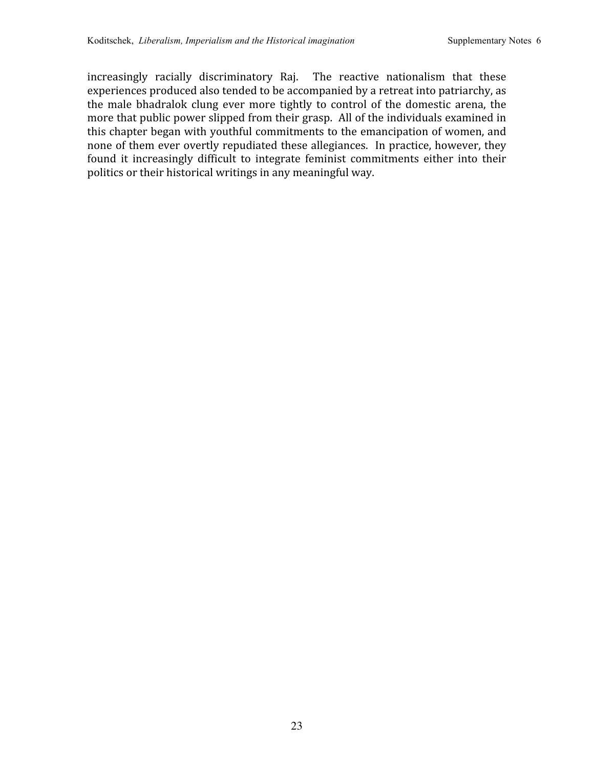increasingly racially discriminatory Raj. The reactive nationalism that these experiences produced also tended to be accompanied by a retreat into patriarchy, as the male bhadralok clung ever more tightly to control of the domestic arena, the more that public power slipped from their grasp. All of the individuals examined in this chapter began with youthful commitments to the emancipation of women, and none of them ever overtly repudiated these allegiances. In practice, however, they found it increasingly difficult to integrate feminist commitments either into their politics or their historical writings in any meaningful way.